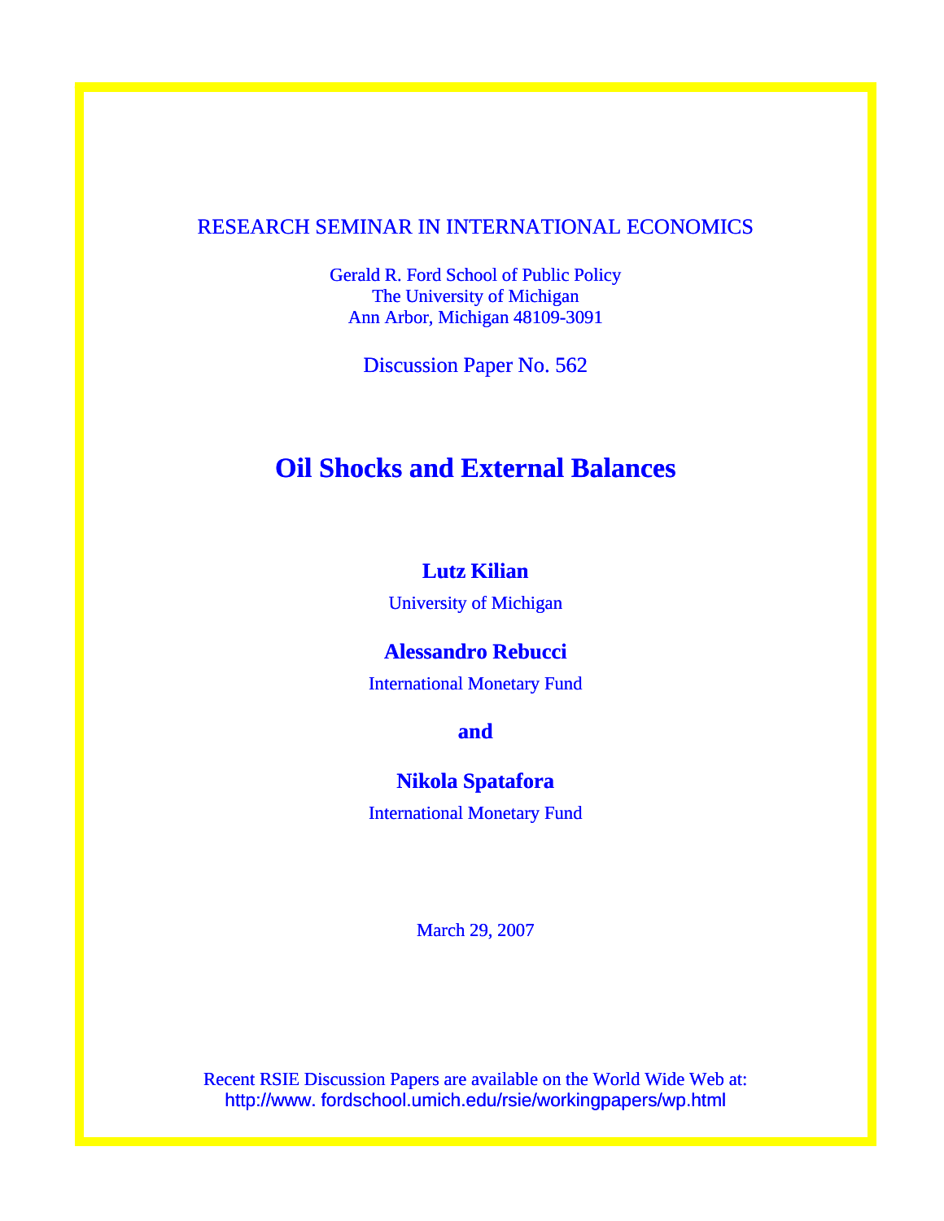RESEARCH SEMINAR IN INTERNATIONAL ECONOMICS

Gerald R. Ford School of Public Policy
The University of Michigan
Ann Arbor, Michigan 48109-3091

Discussion Paper No. 562

# Oil Shocks and External Balances

**Lutz Kilian**

University of Michigan

**Alessandro Rebucci**

International Monetary Fund

**and**

**Nikola Spatafora**

International Monetary Fund

March 29, 2007

Recent RSIE Discussion Papers are available on the World Wide Web at:
http://www. fordschool.umich.edu/rsie/workingpapers/wp.html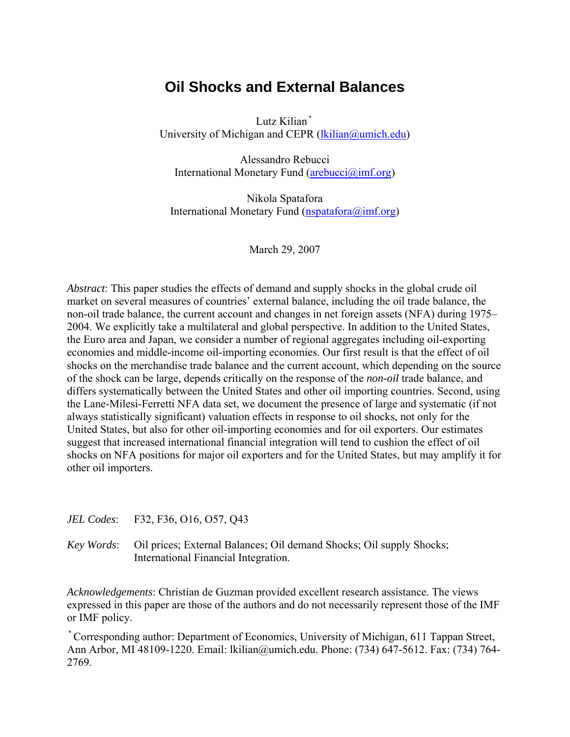# Oil Shocks and External Balances

Lutz Kilian[*]
University of Michigan and CEPR (lkilian@umich.edu)

Alessandro Rebucci
International Monetary Fund (arebucci@imf.org)

Nikola Spatafora
International Monetary Fund (nspatafora@imf.org)

March 29, 2007

*Abstract*: This paper studies the effects of demand and supply shocks in the global crude oil market on several measures of countries' external balance, including the oil trade balance, the non-oil trade balance, the current account and changes in net foreign assets (NFA) during 1975–2004. We explicitly take a multilateral and global perspective. In addition to the United States, the Euro area and Japan, we consider a number of regional aggregates including oil-exporting economies and middle-income oil-importing economies. Our first result is that the effect of oil shocks on the merchandise trade balance and the current account, which depending on the source of the shock can be large, depends critically on the response of the *non-oil* trade balance, and differs systematically between the United States and other oil importing countries. Second, using the Lane-Milesi-Ferretti NFA data set, we document the presence of large and systematic (if not always statistically significant) valuation effects in response to oil shocks, not only for the United States, but also for other oil-importing economies and for oil exporters. Our estimates suggest that increased international financial integration will tend to cushion the effect of oil shocks on NFA positions for major oil exporters and for the United States, but may amplify it for other oil importers.

*JEL Codes*: F32, F36, O16, O57, Q43

*Key Words*: Oil prices; External Balances; Oil demand Shocks; Oil supply Shocks; International Financial Integration.

*Acknowledgements*: Christian de Guzman provided excellent research assistance. The views expressed in this paper are those of the authors and do not necessarily represent those of the IMF or IMF policy.

[*] Corresponding author: Department of Economics, University of Michigan, 611 Tappan Street, Ann Arbor, MI 48109-1220. Email: lkilian@umich.edu. Phone: (734) 647-5612. Fax: (734) 764-2769.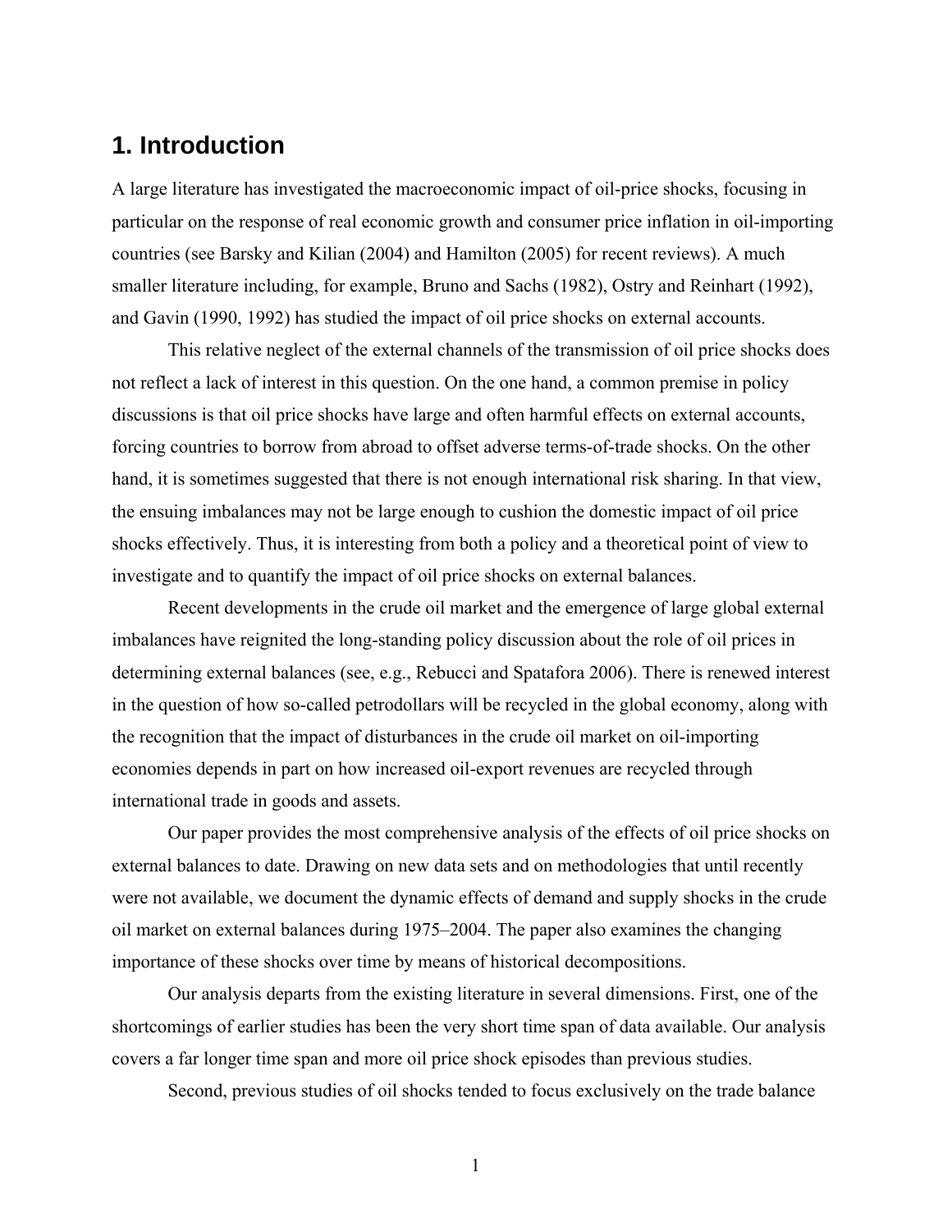## 1. Introduction

A large literature has investigated the macroeconomic impact of oil-price shocks, focusing in particular on the response of real economic growth and consumer price inflation in oil-importing countries (see Barsky and Kilian (2004) and Hamilton (2005) for recent reviews). A much smaller literature including, for example, Bruno and Sachs (1982), Ostry and Reinhart (1992), and Gavin (1990, 1992) has studied the impact of oil price shocks on external accounts.

This relative neglect of the external channels of the transmission of oil price shocks does not reflect a lack of interest in this question. On the one hand, a common premise in policy discussions is that oil price shocks have large and often harmful effects on external accounts, forcing countries to borrow from abroad to offset adverse terms-of-trade shocks. On the other hand, it is sometimes suggested that there is not enough international risk sharing. In that view, the ensuing imbalances may not be large enough to cushion the domestic impact of oil price shocks effectively. Thus, it is interesting from both a policy and a theoretical point of view to investigate and to quantify the impact of oil price shocks on external balances.

Recent developments in the crude oil market and the emergence of large global external imbalances have reignited the long-standing policy discussion about the role of oil prices in determining external balances (see, e.g., Rebucci and Spatafora 2006). There is renewed interest in the question of how so-called petrodollars will be recycled in the global economy, along with the recognition that the impact of disturbances in the crude oil market on oil-importing economies depends in part on how increased oil-export revenues are recycled through international trade in goods and assets.

Our paper provides the most comprehensive analysis of the effects of oil price shocks on external balances to date. Drawing on new data sets and on methodologies that until recently were not available, we document the dynamic effects of demand and supply shocks in the crude oil market on external balances during 1975–2004. The paper also examines the changing importance of these shocks over time by means of historical decompositions.

Our analysis departs from the existing literature in several dimensions. First, one of the shortcomings of earlier studies has been the very short time span of data available. Our analysis covers a far longer time span and more oil price shock episodes than previous studies.

Second, previous studies of oil shocks tended to focus exclusively on the trade balance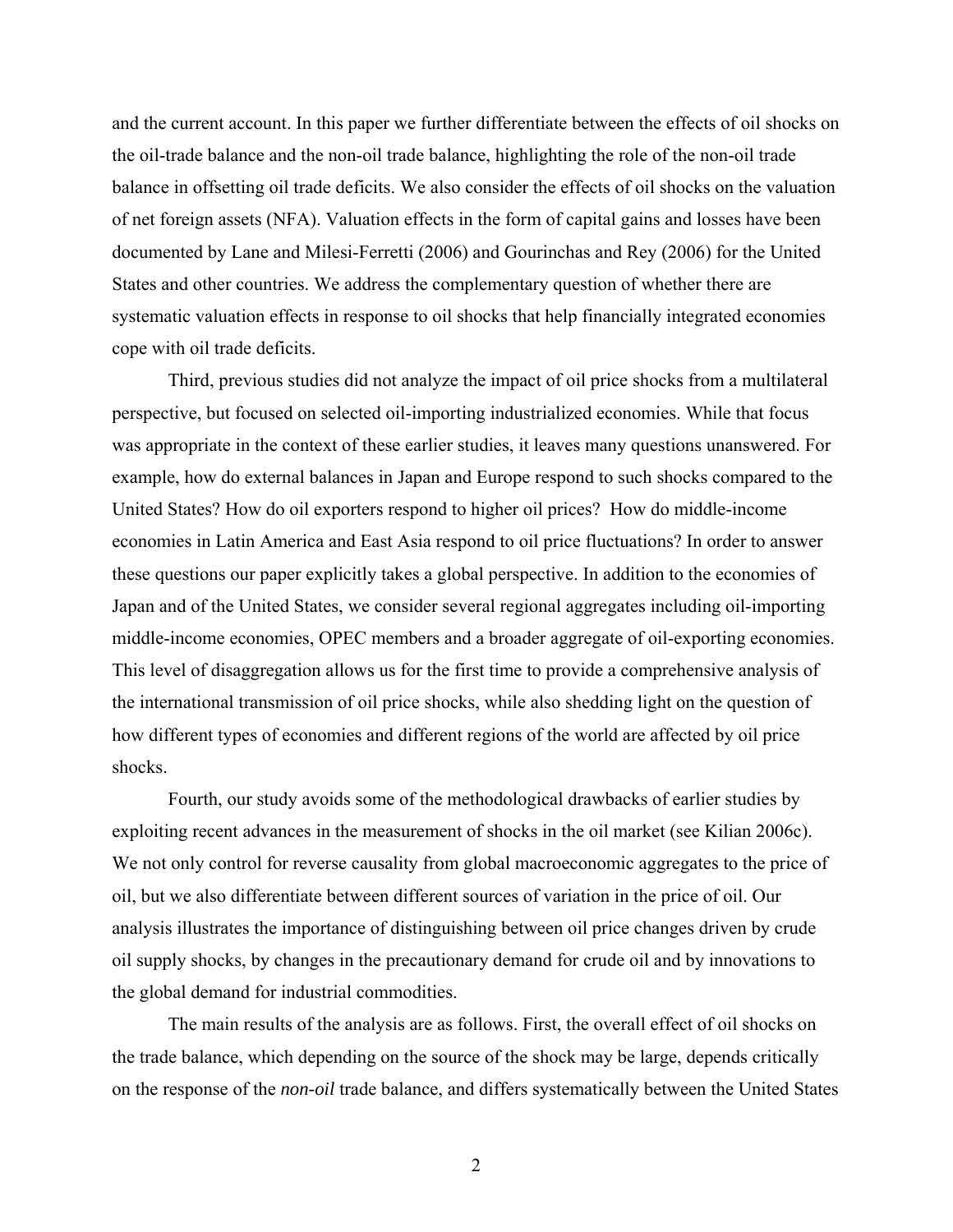and the current account. In this paper we further differentiate between the effects of oil shocks on the oil-trade balance and the non-oil trade balance, highlighting the role of the non-oil trade balance in offsetting oil trade deficits. We also consider the effects of oil shocks on the valuation of net foreign assets (NFA). Valuation effects in the form of capital gains and losses have been documented by Lane and Milesi-Ferretti (2006) and Gourinchas and Rey (2006) for the United States and other countries. We address the complementary question of whether there are systematic valuation effects in response to oil shocks that help financially integrated economies cope with oil trade deficits.

Third, previous studies did not analyze the impact of oil price shocks from a multilateral perspective, but focused on selected oil-importing industrialized economies. While that focus was appropriate in the context of these earlier studies, it leaves many questions unanswered. For example, how do external balances in Japan and Europe respond to such shocks compared to the United States? How do oil exporters respond to higher oil prices? How do middle-income economies in Latin America and East Asia respond to oil price fluctuations? In order to answer these questions our paper explicitly takes a global perspective. In addition to the economies of Japan and of the United States, we consider several regional aggregates including oil-importing middle-income economies, OPEC members and a broader aggregate of oil-exporting economies. This level of disaggregation allows us for the first time to provide a comprehensive analysis of the international transmission of oil price shocks, while also shedding light on the question of how different types of economies and different regions of the world are affected by oil price shocks.

Fourth, our study avoids some of the methodological drawbacks of earlier studies by exploiting recent advances in the measurement of shocks in the oil market (see Kilian 2006c). We not only control for reverse causality from global macroeconomic aggregates to the price of oil, but we also differentiate between different sources of variation in the price of oil. Our analysis illustrates the importance of distinguishing between oil price changes driven by crude oil supply shocks, by changes in the precautionary demand for crude oil and by innovations to the global demand for industrial commodities.

The main results of the analysis are as follows. First, the overall effect of oil shocks on the trade balance, which depending on the source of the shock may be large, depends critically on the response of the *non-oil* trade balance, and differs systematically between the United States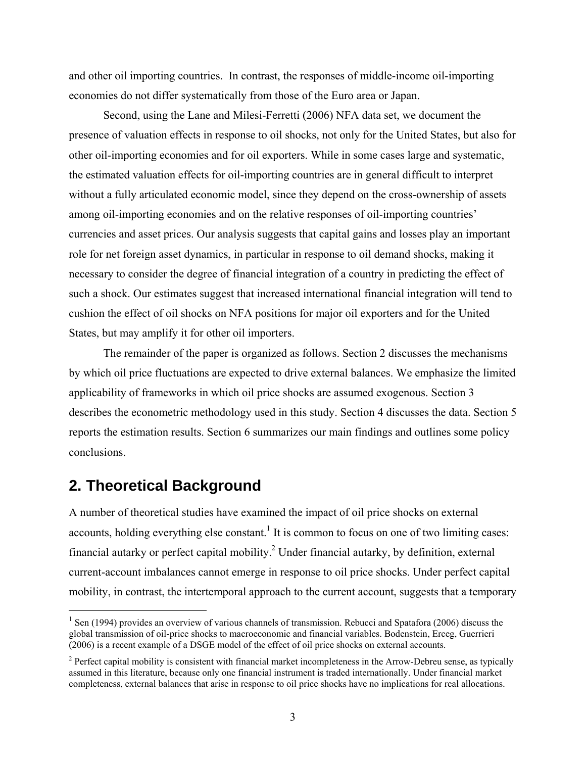and other oil importing countries. In contrast, the responses of middle-income oil-importing economies do not differ systematically from those of the Euro area or Japan.

Second, using the Lane and Milesi-Ferretti (2006) NFA data set, we document the presence of valuation effects in response to oil shocks, not only for the United States, but also for other oil-importing economies and for oil exporters. While in some cases large and systematic, the estimated valuation effects for oil-importing countries are in general difficult to interpret without a fully articulated economic model, since they depend on the cross-ownership of assets among oil-importing economies and on the relative responses of oil-importing countries' currencies and asset prices. Our analysis suggests that capital gains and losses play an important role for net foreign asset dynamics, in particular in response to oil demand shocks, making it necessary to consider the degree of financial integration of a country in predicting the effect of such a shock. Our estimates suggest that increased international financial integration will tend to cushion the effect of oil shocks on NFA positions for major oil exporters and for the United States, but may amplify it for other oil importers.

The remainder of the paper is organized as follows. Section 2 discusses the mechanisms by which oil price fluctuations are expected to drive external balances. We emphasize the limited applicability of frameworks in which oil price shocks are assumed exogenous. Section 3 describes the econometric methodology used in this study. Section 4 discusses the data. Section 5 reports the estimation results. Section 6 summarizes our main findings and outlines some policy conclusions.

## 2. Theoretical Background

A number of theoretical studies have examined the impact of oil price shocks on external accounts, holding everything else constant.[1] It is common to focus on one of two limiting cases: financial autarky or perfect capital mobility.[2] Under financial autarky, by definition, external current-account imbalances cannot emerge in response to oil price shocks. Under perfect capital mobility, in contrast, the intertemporal approach to the current account, suggests that a temporary

[1] Sen (1994) provides an overview of various channels of transmission. Rebucci and Spatafora (2006) discuss the global transmission of oil-price shocks to macroeconomic and financial variables. Bodenstein, Erceg, Guerrieri (2006) is a recent example of a DSGE model of the effect of oil price shocks on external accounts.

[2] Perfect capital mobility is consistent with financial market incompleteness in the Arrow-Debreu sense, as typically assumed in this literature, because only one financial instrument is traded internationally. Under financial market completeness, external balances that arise in response to oil price shocks have no implications for real allocations.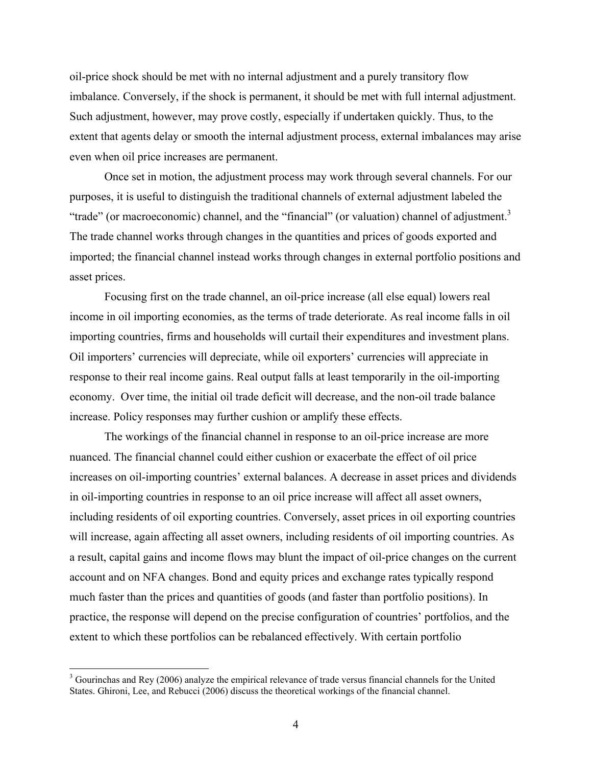oil-price shock should be met with no internal adjustment and a purely transitory flow imbalance. Conversely, if the shock is permanent, it should be met with full internal adjustment. Such adjustment, however, may prove costly, especially if undertaken quickly. Thus, to the extent that agents delay or smooth the internal adjustment process, external imbalances may arise even when oil price increases are permanent.

Once set in motion, the adjustment process may work through several channels. For our purposes, it is useful to distinguish the traditional channels of external adjustment labeled the "trade" (or macroeconomic) channel, and the "financial" (or valuation) channel of adjustment.[3] The trade channel works through changes in the quantities and prices of goods exported and imported; the financial channel instead works through changes in external portfolio positions and asset prices.

Focusing first on the trade channel, an oil-price increase (all else equal) lowers real income in oil importing economies, as the terms of trade deteriorate. As real income falls in oil importing countries, firms and households will curtail their expenditures and investment plans. Oil importers' currencies will depreciate, while oil exporters' currencies will appreciate in response to their real income gains. Real output falls at least temporarily in the oil-importing economy. Over time, the initial oil trade deficit will decrease, and the non-oil trade balance increase. Policy responses may further cushion or amplify these effects.

The workings of the financial channel in response to an oil-price increase are more nuanced. The financial channel could either cushion or exacerbate the effect of oil price increases on oil-importing countries' external balances. A decrease in asset prices and dividends in oil-importing countries in response to an oil price increase will affect all asset owners, including residents of oil exporting countries. Conversely, asset prices in oil exporting countries will increase, again affecting all asset owners, including residents of oil importing countries. As a result, capital gains and income flows may blunt the impact of oil-price changes on the current account and on NFA changes. Bond and equity prices and exchange rates typically respond much faster than the prices and quantities of goods (and faster than portfolio positions). In practice, the response will depend on the precise configuration of countries' portfolios, and the extent to which these portfolios can be rebalanced effectively. With certain portfolio

[3] Gourinchas and Rey (2006) analyze the empirical relevance of trade versus financial channels for the United States. Ghironi, Lee, and Rebucci (2006) discuss the theoretical workings of the financial channel.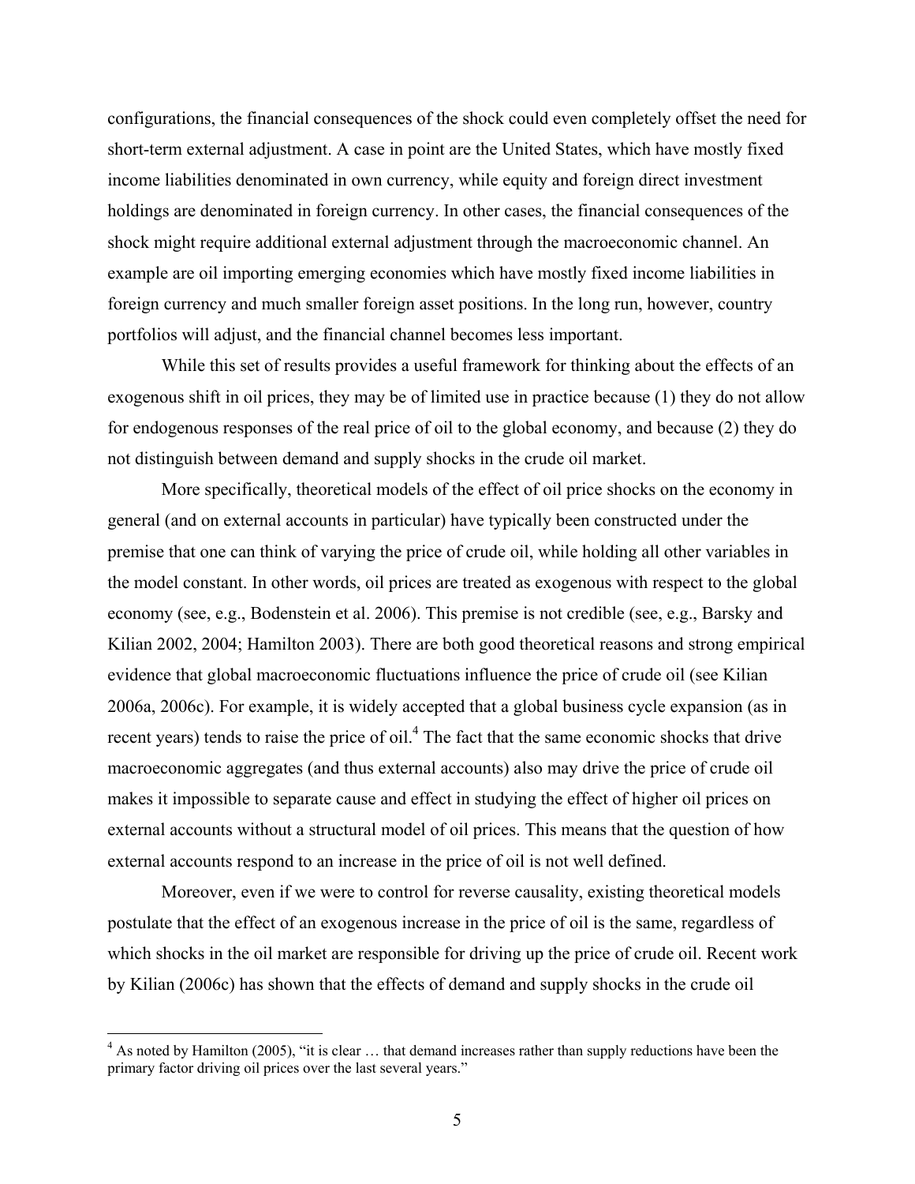configurations, the financial consequences of the shock could even completely offset the need for short-term external adjustment. A case in point are the United States, which have mostly fixed income liabilities denominated in own currency, while equity and foreign direct investment holdings are denominated in foreign currency. In other cases, the financial consequences of the shock might require additional external adjustment through the macroeconomic channel. An example are oil importing emerging economies which have mostly fixed income liabilities in foreign currency and much smaller foreign asset positions. In the long run, however, country portfolios will adjust, and the financial channel becomes less important.

While this set of results provides a useful framework for thinking about the effects of an exogenous shift in oil prices, they may be of limited use in practice because (1) they do not allow for endogenous responses of the real price of oil to the global economy, and because (2) they do not distinguish between demand and supply shocks in the crude oil market.

More specifically, theoretical models of the effect of oil price shocks on the economy in general (and on external accounts in particular) have typically been constructed under the premise that one can think of varying the price of crude oil, while holding all other variables in the model constant. In other words, oil prices are treated as exogenous with respect to the global economy (see, e.g., Bodenstein et al. 2006). This premise is not credible (see, e.g., Barsky and Kilian 2002, 2004; Hamilton 2003). There are both good theoretical reasons and strong empirical evidence that global macroeconomic fluctuations influence the price of crude oil (see Kilian 2006a, 2006c). For example, it is widely accepted that a global business cycle expansion (as in recent years) tends to raise the price of oil.[4] The fact that the same economic shocks that drive macroeconomic aggregates (and thus external accounts) also may drive the price of crude oil makes it impossible to separate cause and effect in studying the effect of higher oil prices on external accounts without a structural model of oil prices. This means that the question of how external accounts respond to an increase in the price of oil is not well defined.

Moreover, even if we were to control for reverse causality, existing theoretical models postulate that the effect of an exogenous increase in the price of oil is the same, regardless of which shocks in the oil market are responsible for driving up the price of crude oil. Recent work by Kilian (2006c) has shown that the effects of demand and supply shocks in the crude oil

[4] As noted by Hamilton (2005), "it is clear … that demand increases rather than supply reductions have been the primary factor driving oil prices over the last several years."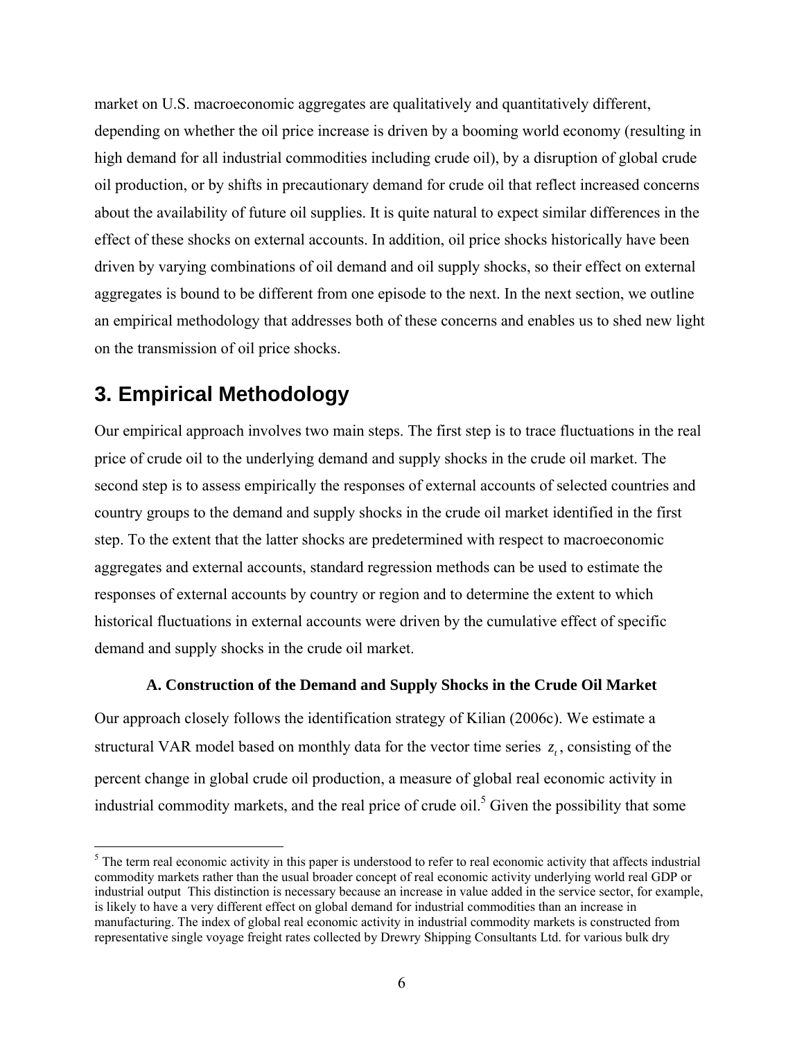market on U.S. macroeconomic aggregates are qualitatively and quantitatively different, depending on whether the oil price increase is driven by a booming world economy (resulting in high demand for all industrial commodities including crude oil), by a disruption of global crude oil production, or by shifts in precautionary demand for crude oil that reflect increased concerns about the availability of future oil supplies. It is quite natural to expect similar differences in the effect of these shocks on external accounts. In addition, oil price shocks historically have been driven by varying combinations of oil demand and oil supply shocks, so their effect on external aggregates is bound to be different from one episode to the next. In the next section, we outline an empirical methodology that addresses both of these concerns and enables us to shed new light on the transmission of oil price shocks.

## 3. Empirical Methodology

Our empirical approach involves two main steps. The first step is to trace fluctuations in the real price of crude oil to the underlying demand and supply shocks in the crude oil market. The second step is to assess empirically the responses of external accounts of selected countries and country groups to the demand and supply shocks in the crude oil market identified in the first step. To the extent that the latter shocks are predetermined with respect to macroeconomic aggregates and external accounts, standard regression methods can be used to estimate the responses of external accounts by country or region and to determine the extent to which historical fluctuations in external accounts were driven by the cumulative effect of specific demand and supply shocks in the crude oil market.

### A. Construction of the Demand and Supply Shocks in the Crude Oil Market

Our approach closely follows the identification strategy of Kilian (2006c). We estimate a structural VAR model based on monthly data for the vector time series $z_t$, consisting of the percent change in global crude oil production, a measure of global real economic activity in industrial commodity markets, and the real price of crude oil.[5] Given the possibility that some

[5] The term real economic activity in this paper is understood to refer to real economic activity that affects industrial commodity markets rather than the usual broader concept of real economic activity underlying world real GDP or industrial output This distinction is necessary because an increase in value added in the service sector, for example, is likely to have a very different effect on global demand for industrial commodities than an increase in manufacturing. The index of global real economic activity in industrial commodity markets is constructed from representative single voyage freight rates collected by Drewry Shipping Consultants Ltd. for various bulk dry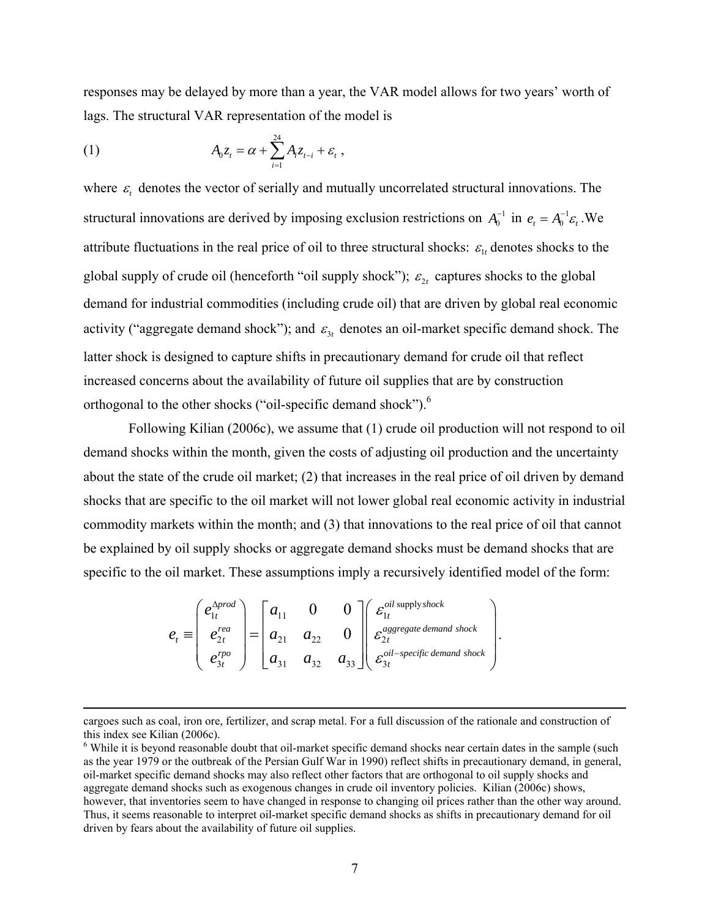responses may be delayed by more than a year, the VAR model allows for two years' worth of lags. The structural VAR representation of the model is

$$A_0 z_t = \alpha + \sum_{i=1}^{24} A_i z_{t-i} + \varepsilon_t \,, \tag{1}$$

where $\varepsilon_t$ denotes the vector of serially and mutually uncorrelated structural innovations. The structural innovations are derived by imposing exclusion restrictions on $A_0^{-1}$ in $e_t = A_0^{-1}\varepsilon_t$. We attribute fluctuations in the real price of oil to three structural shocks: $\varepsilon_{1t}$ denotes shocks to the global supply of crude oil (henceforth "oil supply shock"); $\varepsilon_{2t}$ captures shocks to the global demand for industrial commodities (including crude oil) that are driven by global real economic activity ("aggregate demand shock"); and $\varepsilon_{3t}$ denotes an oil-market specific demand shock. The latter shock is designed to capture shifts in precautionary demand for crude oil that reflect increased concerns about the availability of future oil supplies that are by construction orthogonal to the other shocks ("oil-specific demand shock").[6]

Following Kilian (2006c), we assume that (1) crude oil production will not respond to oil demand shocks within the month, given the costs of adjusting oil production and the uncertainty about the state of the crude oil market; (2) that increases in the real price of oil driven by demand shocks that are specific to the oil market will not lower global real economic activity in industrial commodity markets within the month; and (3) that innovations to the real price of oil that cannot be explained by oil supply shocks or aggregate demand shocks must be demand shocks that are specific to the oil market. These assumptions imply a recursively identified model of the form:

$$e_t \equiv \begin{pmatrix} e_{1t}^{\Delta prod} \\ e_{2t}^{rea} \\ e_{3t}^{rpo} \end{pmatrix} = \begin{bmatrix} a_{11} & 0 & 0 \\ a_{21} & a_{22} & 0 \\ a_{31} & a_{32} & a_{33} \end{bmatrix} \begin{pmatrix} \varepsilon_{1t}^{oil\ supply\ shock} \\ \varepsilon_{2t}^{aggregate\ demand\ shock} \\ \varepsilon_{3t}^{oil-specific\ demand\ shock} \end{pmatrix}.$$

---

cargoes such as coal, iron ore, fertilizer, and scrap metal. For a full discussion of the rationale and construction of this index see Kilian (2006c).

[6] While it is beyond reasonable doubt that oil-market specific demand shocks near certain dates in the sample (such as the year 1979 or the outbreak of the Persian Gulf War in 1990) reflect shifts in precautionary demand, in general, oil-market specific demand shocks may also reflect other factors that are orthogonal to oil supply shocks and aggregate demand shocks such as exogenous changes in crude oil inventory policies. Kilian (2006c) shows, however, that inventories seem to have changed in response to changing oil prices rather than the other way around. Thus, it seems reasonable to interpret oil-market specific demand shocks as shifts in precautionary demand for oil driven by fears about the availability of future oil supplies.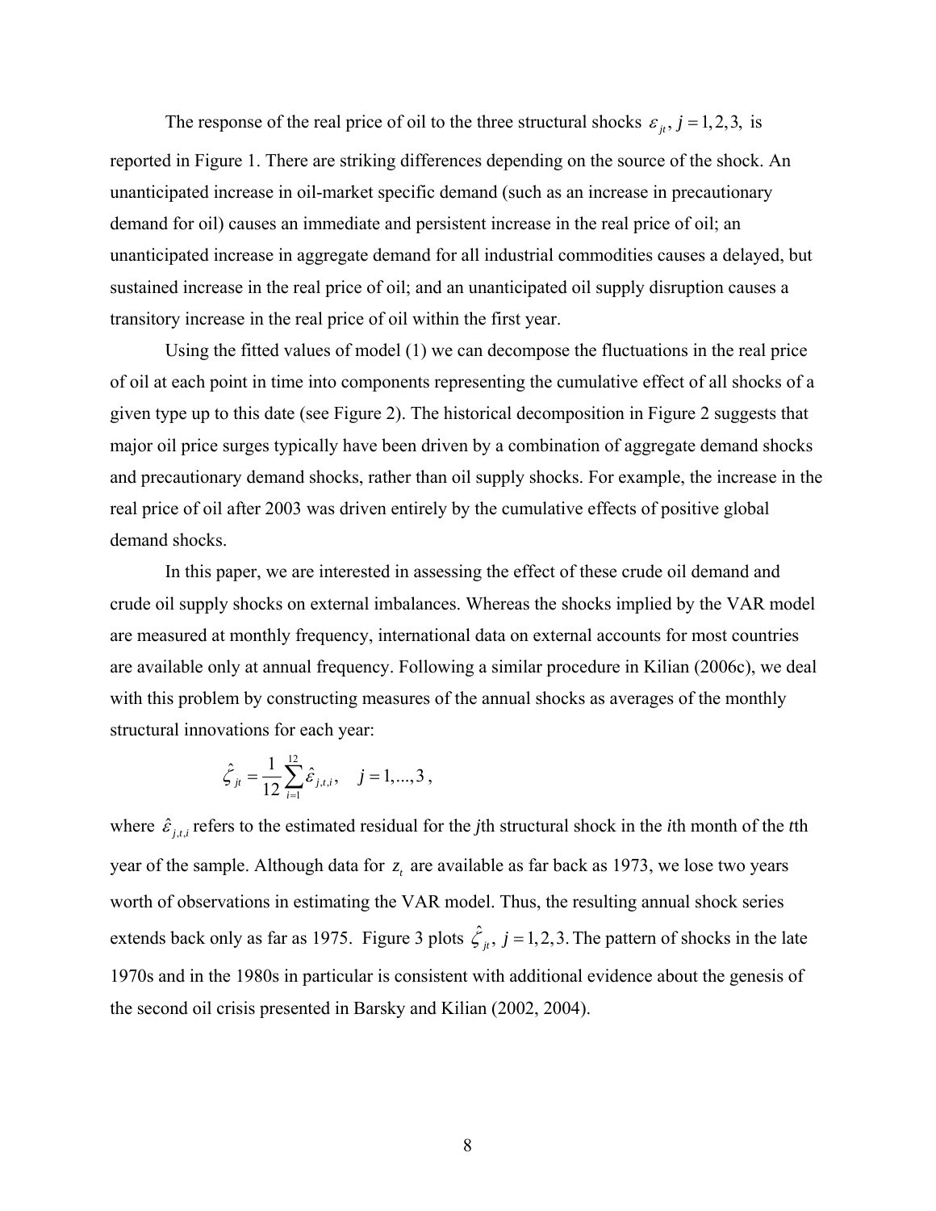The response of the real price of oil to the three structural shocks $\varepsilon_{jt}, j = 1,2,3,$ is reported in Figure 1. There are striking differences depending on the source of the shock. An unanticipated increase in oil-market specific demand (such as an increase in precautionary demand for oil) causes an immediate and persistent increase in the real price of oil; an unanticipated increase in aggregate demand for all industrial commodities causes a delayed, but sustained increase in the real price of oil; and an unanticipated oil supply disruption causes a transitory increase in the real price of oil within the first year.

Using the fitted values of model (1) we can decompose the fluctuations in the real price of oil at each point in time into components representing the cumulative effect of all shocks of a given type up to this date (see Figure 2). The historical decomposition in Figure 2 suggests that major oil price surges typically have been driven by a combination of aggregate demand shocks and precautionary demand shocks, rather than oil supply shocks. For example, the increase in the real price of oil after 2003 was driven entirely by the cumulative effects of positive global demand shocks.

In this paper, we are interested in assessing the effect of these crude oil demand and crude oil supply shocks on external imbalances. Whereas the shocks implied by the VAR model are measured at monthly frequency, international data on external accounts for most countries are available only at annual frequency. Following a similar procedure in Kilian (2006c), we deal with this problem by constructing measures of the annual shocks as averages of the monthly structural innovations for each year:

$$\hat{\zeta}_{jt} = \frac{1}{12}\sum_{i=1}^{12}\hat{\varepsilon}_{j,t,i}, \quad j = 1,...,3,$$

where $\hat{\varepsilon}_{j,t,i}$ refers to the estimated residual for the *j*th structural shock in the *i*th month of the *t*th year of the sample. Although data for $z_t$ are available as far back as 1973, we lose two years worth of observations in estimating the VAR model. Thus, the resulting annual shock series extends back only as far as 1975. Figure 3 plots $\hat{\zeta}_{jt}, j = 1,2,3.$ The pattern of shocks in the late 1970s and in the 1980s in particular is consistent with additional evidence about the genesis of the second oil crisis presented in Barsky and Kilian (2002, 2004).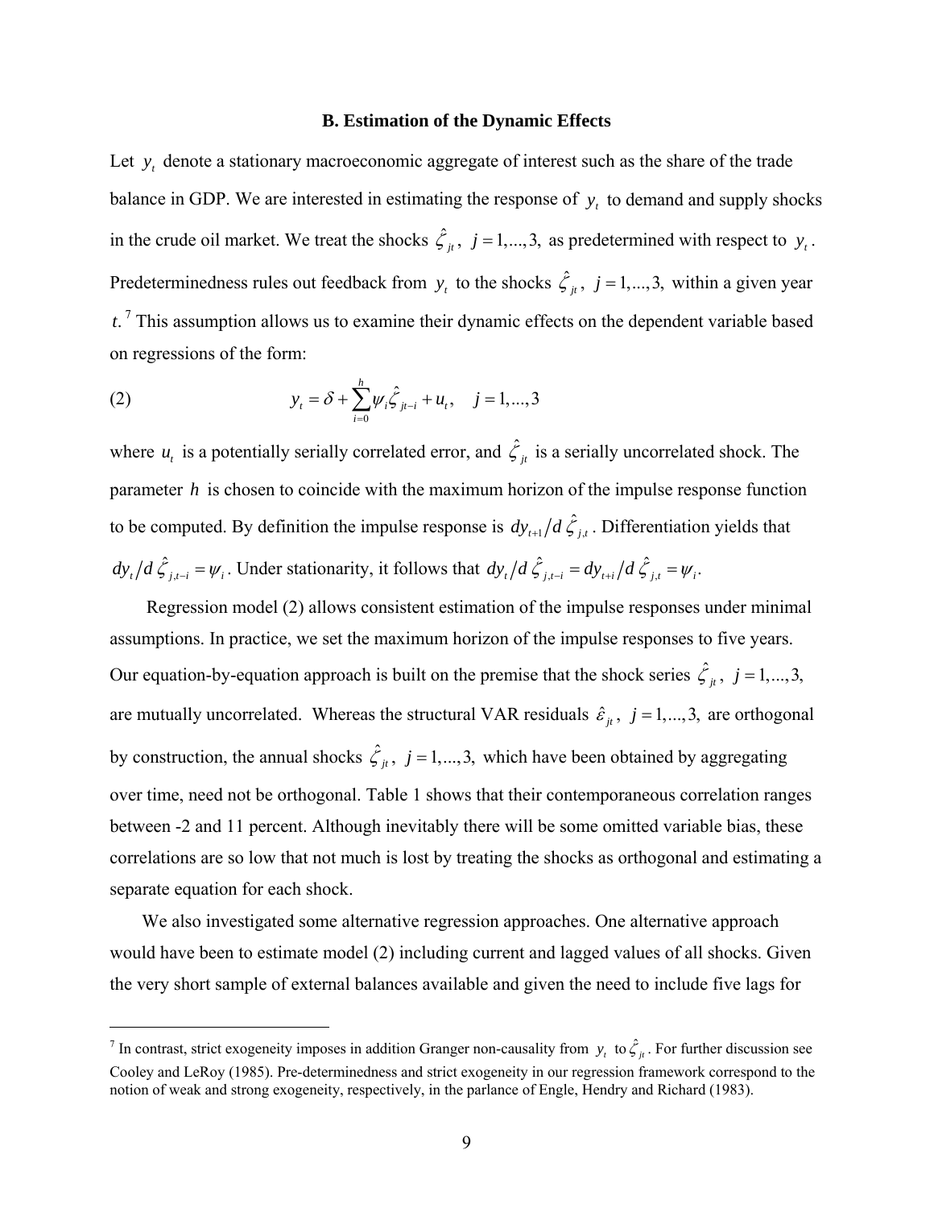### B. Estimation of the Dynamic Effects

Let $y_t$ denote a stationary macroeconomic aggregate of interest such as the share of the trade balance in GDP. We are interested in estimating the response of $y_t$ to demand and supply shocks in the crude oil market. We treat the shocks $\hat{\zeta}_{jt}$, $j = 1,...,3,$ as predetermined with respect to $y_t$. Predeterminedness rules out feedback from $y_t$ to the shocks $\hat{\zeta}_{jt}$, $j = 1,...,3,$ within a given year $t$.[7] This assumption allows us to examine their dynamic effects on the dependent variable based on regressions of the form:

$$y_t = \delta + \sum_{i=0}^{h} \psi_i \hat{\zeta}_{jt-i} + u_t, \quad j = 1,...,3 \tag{2}$$

where $u_t$ is a potentially serially correlated error, and $\hat{\zeta}_{jt}$ is a serially uncorrelated shock. The parameter $h$ is chosen to coincide with the maximum horizon of the impulse response function to be computed. By definition the impulse response is $dy_{t+1}/d\,\hat{\zeta}_{j,t}$. Differentiation yields that $dy_t/d\,\hat{\zeta}_{j,t-i} = \psi_i$. Under stationarity, it follows that $dy_t/d\,\hat{\zeta}_{j,t-i} = dy_{t+i}/d\,\hat{\zeta}_{j,t} = \psi_i$.

Regression model (2) allows consistent estimation of the impulse responses under minimal assumptions. In practice, we set the maximum horizon of the impulse responses to five years. Our equation-by-equation approach is built on the premise that the shock series $\hat{\zeta}_{jt}$, $j = 1,...,3,$ are mutually uncorrelated. Whereas the structural VAR residuals $\hat{\varepsilon}_{jt}$, $j = 1,...,3,$ are orthogonal by construction, the annual shocks $\hat{\zeta}_{jt}$, $j = 1,...,3,$ which have been obtained by aggregating over time, need not be orthogonal. Table 1 shows that their contemporaneous correlation ranges between -2 and 11 percent. Although inevitably there will be some omitted variable bias, these correlations are so low that not much is lost by treating the shocks as orthogonal and estimating a separate equation for each shock.

We also investigated some alternative regression approaches. One alternative approach would have been to estimate model (2) including current and lagged values of all shocks. Given the very short sample of external balances available and given the need to include five lags for

[7] In contrast, strict exogeneity imposes in addition Granger non-causality from $y_t$ to $\hat{\zeta}_{jt}$. For further discussion see Cooley and LeRoy (1985). Pre-determinedness and strict exogeneity in our regression framework correspond to the notion of weak and strong exogeneity, respectively, in the parlance of Engle, Hendry and Richard (1983).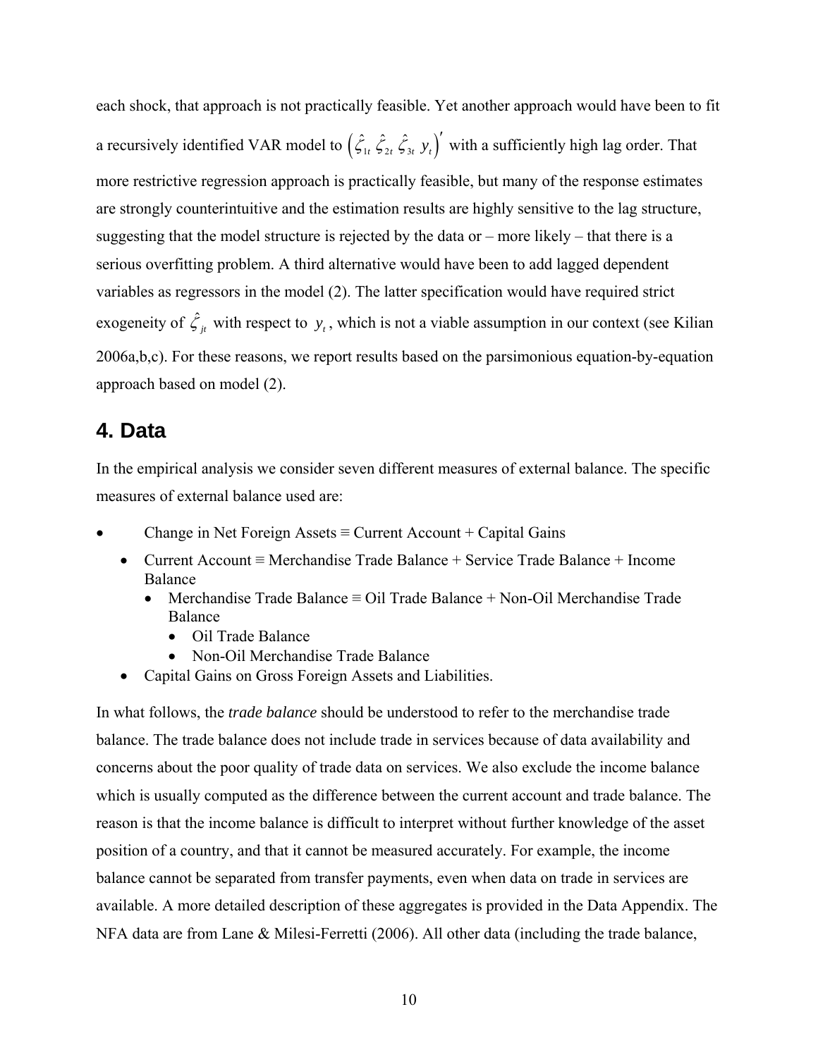each shock, that approach is not practically feasible. Yet another approach would have been to fit a recursively identified VAR model to $\left(\hat{\zeta}_{1t}\ \hat{\zeta}_{2t}\ \hat{\zeta}_{3t}\ y_t\right)'$ with a sufficiently high lag order. That more restrictive regression approach is practically feasible, but many of the response estimates are strongly counterintuitive and the estimation results are highly sensitive to the lag structure, suggesting that the model structure is rejected by the data or – more likely – that there is a serious overfitting problem. A third alternative would have been to add lagged dependent variables as regressors in the model (2). The latter specification would have required strict exogeneity of $\hat{\zeta}_{jt}$ with respect to $y_t$, which is not a viable assumption in our context (see Kilian 2006a,b,c). For these reasons, we report results based on the parsimonious equation-by-equation approach based on model (2).

## 4. Data

In the empirical analysis we consider seven different measures of external balance. The specific measures of external balance used are:

- Change in Net Foreign Assets ≡ Current Account + Capital Gains
  - Current Account ≡ Merchandise Trade Balance + Service Trade Balance + Income Balance
    - Merchandise Trade Balance ≡ Oil Trade Balance + Non-Oil Merchandise Trade Balance
      - Oil Trade Balance
      - Non-Oil Merchandise Trade Balance
  - Capital Gains on Gross Foreign Assets and Liabilities.

In what follows, the *trade balance* should be understood to refer to the merchandise trade balance. The trade balance does not include trade in services because of data availability and concerns about the poor quality of trade data on services. We also exclude the income balance which is usually computed as the difference between the current account and trade balance. The reason is that the income balance is difficult to interpret without further knowledge of the asset position of a country, and that it cannot be measured accurately. For example, the income balance cannot be separated from transfer payments, even when data on trade in services are available. A more detailed description of these aggregates is provided in the Data Appendix. The NFA data are from Lane & Milesi-Ferretti (2006). All other data (including the trade balance,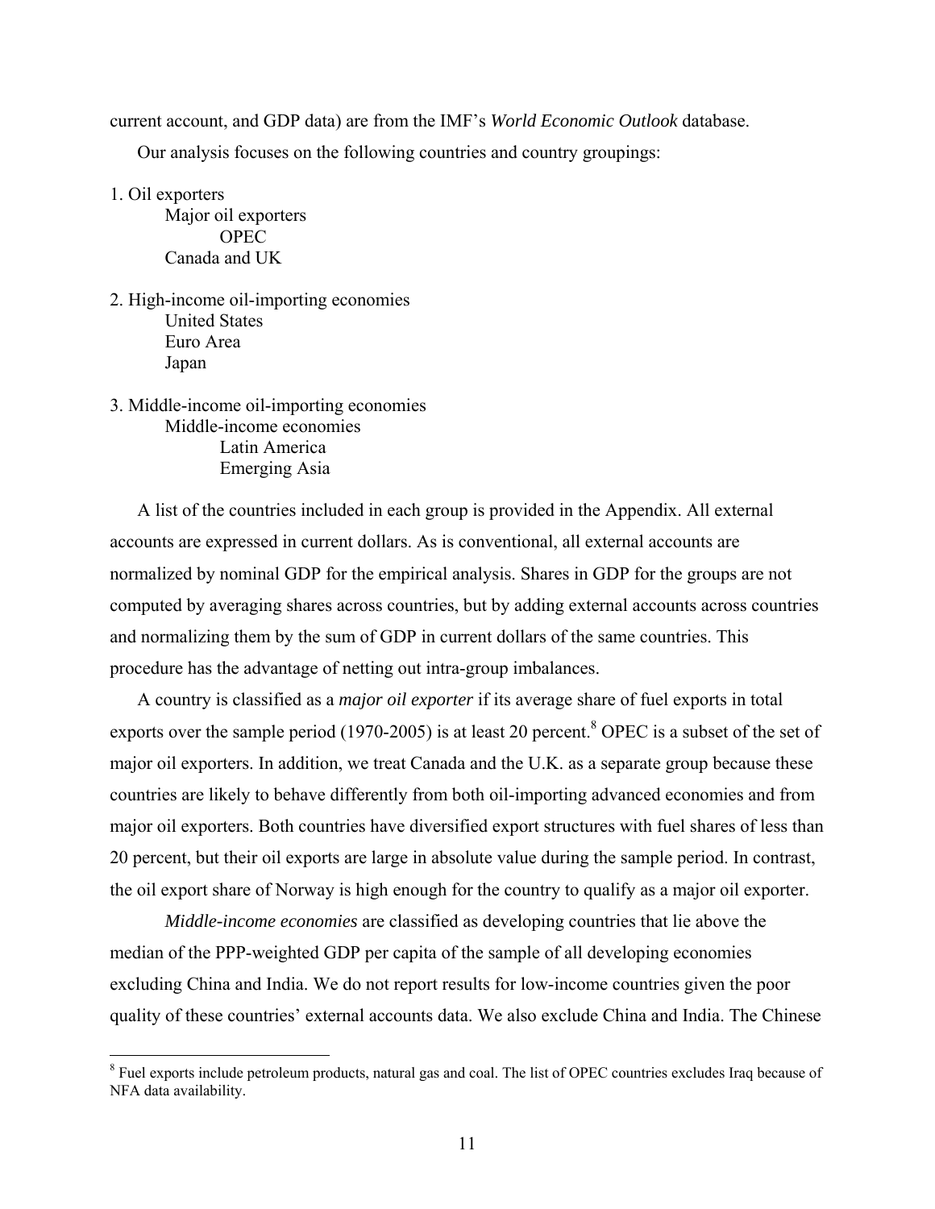current account, and GDP data) are from the IMF's *World Economic Outlook* database.

Our analysis focuses on the following countries and country groupings:

1. Oil exporters
   - Major oil exporters
     - OPEC
   - Canada and UK

2. High-income oil-importing economies
   - United States
   - Euro Area
   - Japan

3. Middle-income oil-importing economies
   - Middle-income economies
     - Latin America
     - Emerging Asia

A list of the countries included in each group is provided in the Appendix. All external accounts are expressed in current dollars. As is conventional, all external accounts are normalized by nominal GDP for the empirical analysis. Shares in GDP for the groups are not computed by averaging shares across countries, but by adding external accounts across countries and normalizing them by the sum of GDP in current dollars of the same countries. This procedure has the advantage of netting out intra-group imbalances.

A country is classified as a *major oil exporter* if its average share of fuel exports in total exports over the sample period (1970-2005) is at least 20 percent.[8] OPEC is a subset of the set of major oil exporters. In addition, we treat Canada and the U.K. as a separate group because these countries are likely to behave differently from both oil-importing advanced economies and from major oil exporters. Both countries have diversified export structures with fuel shares of less than 20 percent, but their oil exports are large in absolute value during the sample period. In contrast, the oil export share of Norway is high enough for the country to qualify as a major oil exporter.

*Middle-income economies* are classified as developing countries that lie above the median of the PPP-weighted GDP per capita of the sample of all developing economies excluding China and India. We do not report results for low-income countries given the poor quality of these countries' external accounts data. We also exclude China and India. The Chinese

[8] Fuel exports include petroleum products, natural gas and coal. The list of OPEC countries excludes Iraq because of NFA data availability.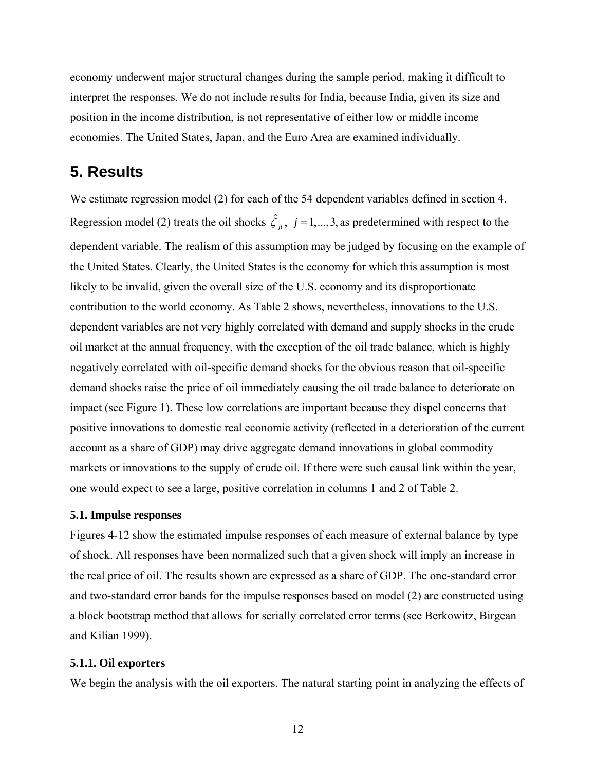economy underwent major structural changes during the sample period, making it difficult to interpret the responses. We do not include results for India, because India, given its size and position in the income distribution, is not representative of either low or middle income economies. The United States, Japan, and the Euro Area are examined individually.

## 5. Results

We estimate regression model (2) for each of the 54 dependent variables defined in section 4. Regression model (2) treats the oil shocks $\hat{\zeta}_{jt}$, $j = 1,...,3,$ as predetermined with respect to the dependent variable. The realism of this assumption may be judged by focusing on the example of the United States. Clearly, the United States is the economy for which this assumption is most likely to be invalid, given the overall size of the U.S. economy and its disproportionate contribution to the world economy. As Table 2 shows, nevertheless, innovations to the U.S. dependent variables are not very highly correlated with demand and supply shocks in the crude oil market at the annual frequency, with the exception of the oil trade balance, which is highly negatively correlated with oil-specific demand shocks for the obvious reason that oil-specific demand shocks raise the price of oil immediately causing the oil trade balance to deteriorate on impact (see Figure 1). These low correlations are important because they dispel concerns that positive innovations to domestic real economic activity (reflected in a deterioration of the current account as a share of GDP) may drive aggregate demand innovations in global commodity markets or innovations to the supply of crude oil. If there were such causal link within the year, one would expect to see a large, positive correlation in columns 1 and 2 of Table 2.

### 5.1. Impulse responses

Figures 4-12 show the estimated impulse responses of each measure of external balance by type of shock. All responses have been normalized such that a given shock will imply an increase in the real price of oil. The results shown are expressed as a share of GDP. The one-standard error and two-standard error bands for the impulse responses based on model (2) are constructed using a block bootstrap method that allows for serially correlated error terms (see Berkowitz, Birgean and Kilian 1999).

#### 5.1.1. Oil exporters

We begin the analysis with the oil exporters. The natural starting point in analyzing the effects of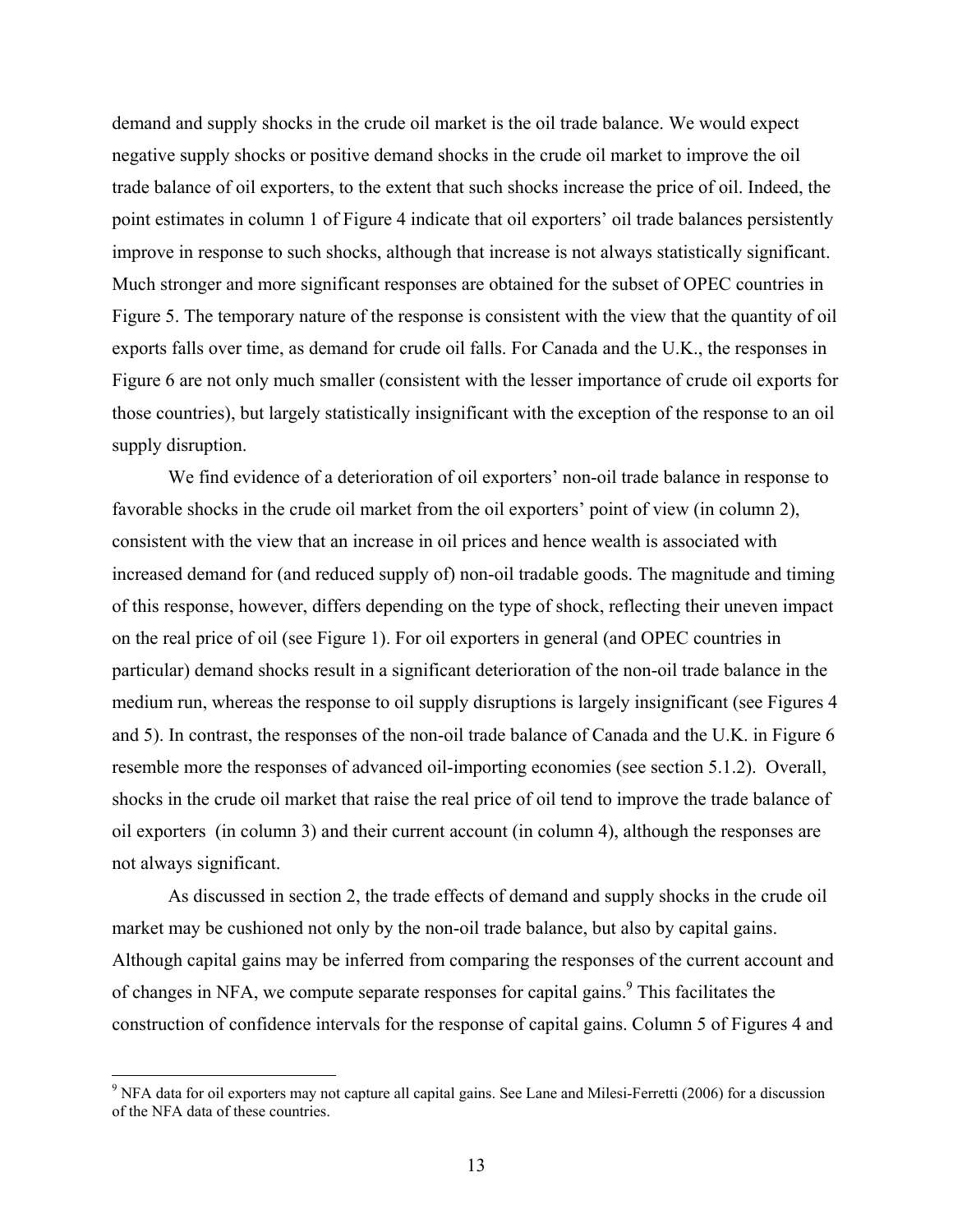demand and supply shocks in the crude oil market is the oil trade balance. We would expect negative supply shocks or positive demand shocks in the crude oil market to improve the oil trade balance of oil exporters, to the extent that such shocks increase the price of oil. Indeed, the point estimates in column 1 of Figure 4 indicate that oil exporters' oil trade balances persistently improve in response to such shocks, although that increase is not always statistically significant. Much stronger and more significant responses are obtained for the subset of OPEC countries in Figure 5. The temporary nature of the response is consistent with the view that the quantity of oil exports falls over time, as demand for crude oil falls. For Canada and the U.K., the responses in Figure 6 are not only much smaller (consistent with the lesser importance of crude oil exports for those countries), but largely statistically insignificant with the exception of the response to an oil supply disruption.

We find evidence of a deterioration of oil exporters' non-oil trade balance in response to favorable shocks in the crude oil market from the oil exporters' point of view (in column 2), consistent with the view that an increase in oil prices and hence wealth is associated with increased demand for (and reduced supply of) non-oil tradable goods. The magnitude and timing of this response, however, differs depending on the type of shock, reflecting their uneven impact on the real price of oil (see Figure 1). For oil exporters in general (and OPEC countries in particular) demand shocks result in a significant deterioration of the non-oil trade balance in the medium run, whereas the response to oil supply disruptions is largely insignificant (see Figures 4 and 5). In contrast, the responses of the non-oil trade balance of Canada and the U.K. in Figure 6 resemble more the responses of advanced oil-importing economies (see section 5.1.2). Overall, shocks in the crude oil market that raise the real price of oil tend to improve the trade balance of oil exporters (in column 3) and their current account (in column 4), although the responses are not always significant.

As discussed in section 2, the trade effects of demand and supply shocks in the crude oil market may be cushioned not only by the non-oil trade balance, but also by capital gains. Although capital gains may be inferred from comparing the responses of the current account and of changes in NFA, we compute separate responses for capital gains.[9] This facilitates the construction of confidence intervals for the response of capital gains. Column 5 of Figures 4 and

[9] NFA data for oil exporters may not capture all capital gains. See Lane and Milesi-Ferretti (2006) for a discussion of the NFA data of these countries.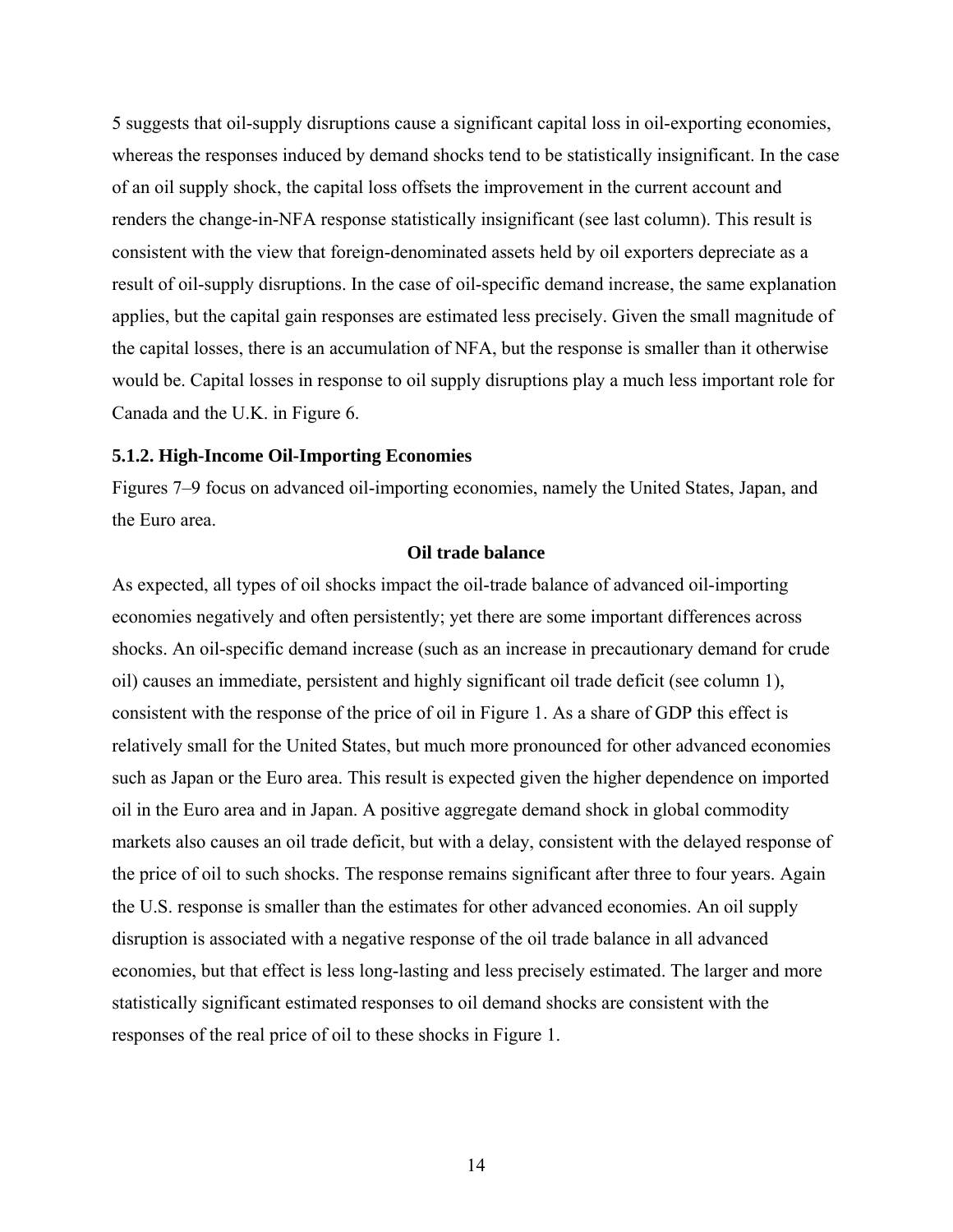5 suggests that oil-supply disruptions cause a significant capital loss in oil-exporting economies, whereas the responses induced by demand shocks tend to be statistically insignificant. In the case of an oil supply shock, the capital loss offsets the improvement in the current account and renders the change-in-NFA response statistically insignificant (see last column). This result is consistent with the view that foreign-denominated assets held by oil exporters depreciate as a result of oil-supply disruptions. In the case of oil-specific demand increase, the same explanation applies, but the capital gain responses are estimated less precisely. Given the small magnitude of the capital losses, there is an accumulation of NFA, but the response is smaller than it otherwise would be. Capital losses in response to oil supply disruptions play a much less important role for Canada and the U.K. in Figure 6.

### 5.1.2. High-Income Oil-Importing Economies

Figures 7–9 focus on advanced oil-importing economies, namely the United States, Japan, and the Euro area.

**Oil trade balance**

As expected, all types of oil shocks impact the oil-trade balance of advanced oil-importing economies negatively and often persistently; yet there are some important differences across shocks. An oil-specific demand increase (such as an increase in precautionary demand for crude oil) causes an immediate, persistent and highly significant oil trade deficit (see column 1), consistent with the response of the price of oil in Figure 1. As a share of GDP this effect is relatively small for the United States, but much more pronounced for other advanced economies such as Japan or the Euro area. This result is expected given the higher dependence on imported oil in the Euro area and in Japan. A positive aggregate demand shock in global commodity markets also causes an oil trade deficit, but with a delay, consistent with the delayed response of the price of oil to such shocks. The response remains significant after three to four years. Again the U.S. response is smaller than the estimates for other advanced economies. An oil supply disruption is associated with a negative response of the oil trade balance in all advanced economies, but that effect is less long-lasting and less precisely estimated. The larger and more statistically significant estimated responses to oil demand shocks are consistent with the responses of the real price of oil to these shocks in Figure 1.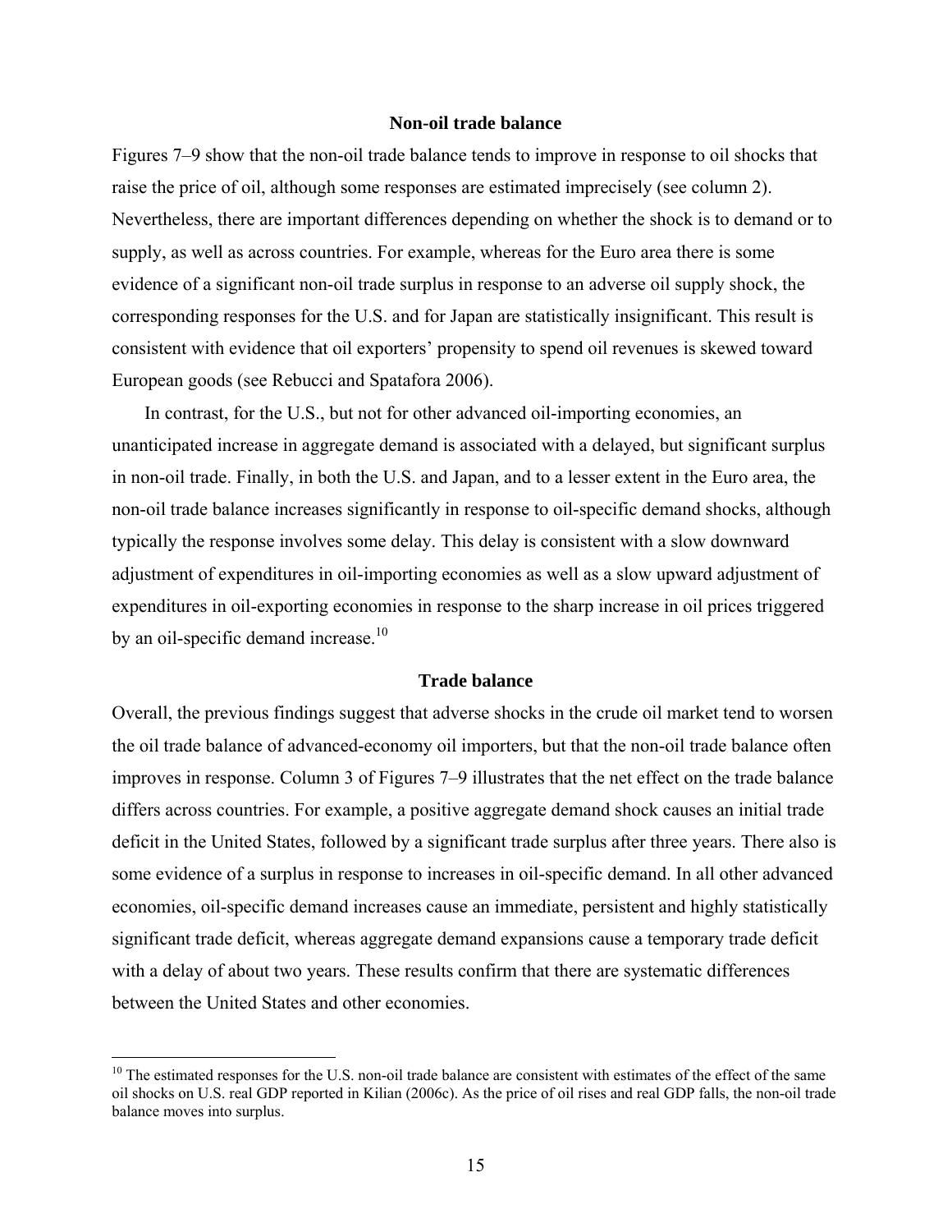### Non-oil trade balance

Figures 7–9 show that the non-oil trade balance tends to improve in response to oil shocks that raise the price of oil, although some responses are estimated imprecisely (see column 2). Nevertheless, there are important differences depending on whether the shock is to demand or to supply, as well as across countries. For example, whereas for the Euro area there is some evidence of a significant non-oil trade surplus in response to an adverse oil supply shock, the corresponding responses for the U.S. and for Japan are statistically insignificant. This result is consistent with evidence that oil exporters' propensity to spend oil revenues is skewed toward European goods (see Rebucci and Spatafora 2006).

In contrast, for the U.S., but not for other advanced oil-importing economies, an unanticipated increase in aggregate demand is associated with a delayed, but significant surplus in non-oil trade. Finally, in both the U.S. and Japan, and to a lesser extent in the Euro area, the non-oil trade balance increases significantly in response to oil-specific demand shocks, although typically the response involves some delay. This delay is consistent with a slow downward adjustment of expenditures in oil-importing economies as well as a slow upward adjustment of expenditures in oil-exporting economies in response to the sharp increase in oil prices triggered by an oil-specific demand increase.[10]

### Trade balance

Overall, the previous findings suggest that adverse shocks in the crude oil market tend to worsen the oil trade balance of advanced-economy oil importers, but that the non-oil trade balance often improves in response. Column 3 of Figures 7–9 illustrates that the net effect on the trade balance differs across countries. For example, a positive aggregate demand shock causes an initial trade deficit in the United States, followed by a significant trade surplus after three years. There also is some evidence of a surplus in response to increases in oil-specific demand. In all other advanced economies, oil-specific demand increases cause an immediate, persistent and highly statistically significant trade deficit, whereas aggregate demand expansions cause a temporary trade deficit with a delay of about two years. These results confirm that there are systematic differences between the United States and other economies.

[10] The estimated responses for the U.S. non-oil trade balance are consistent with estimates of the effect of the same oil shocks on U.S. real GDP reported in Kilian (2006c). As the price of oil rises and real GDP falls, the non-oil trade balance moves into surplus.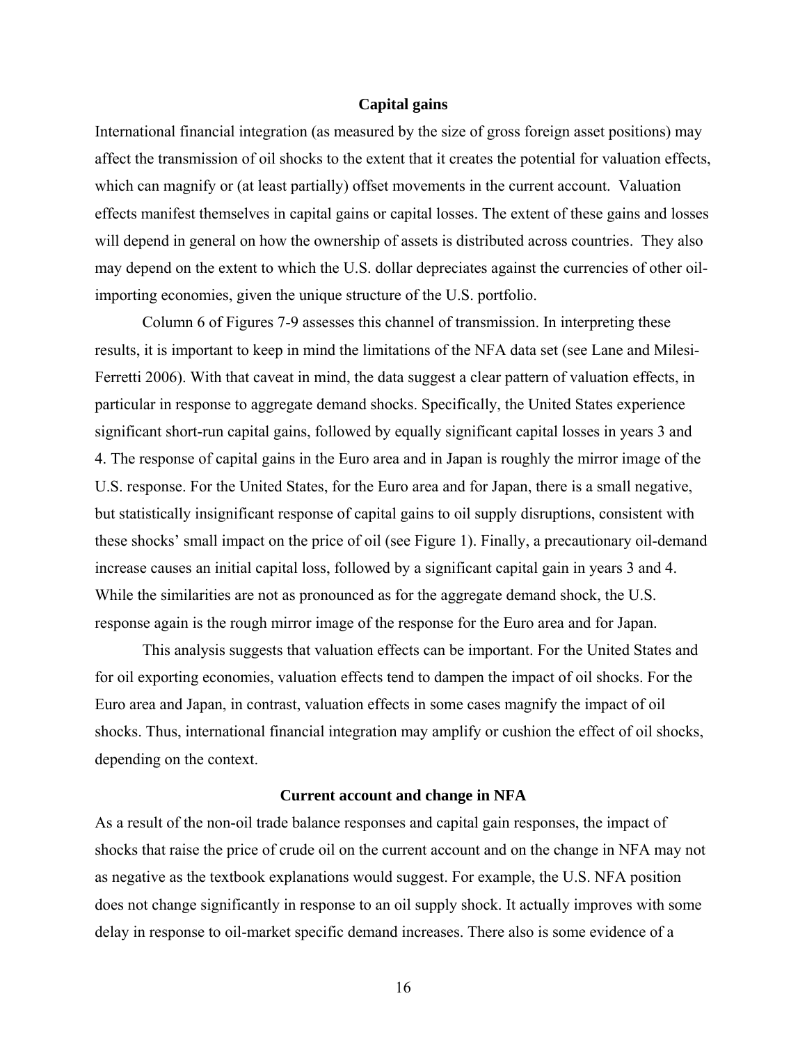## Capital gains

International financial integration (as measured by the size of gross foreign asset positions) may affect the transmission of oil shocks to the extent that it creates the potential for valuation effects, which can magnify or (at least partially) offset movements in the current account. Valuation effects manifest themselves in capital gains or capital losses. The extent of these gains and losses will depend in general on how the ownership of assets is distributed across countries. They also may depend on the extent to which the U.S. dollar depreciates against the currencies of other oil-importing economies, given the unique structure of the U.S. portfolio.

Column 6 of Figures 7-9 assesses this channel of transmission. In interpreting these results, it is important to keep in mind the limitations of the NFA data set (see Lane and Milesi-Ferretti 2006). With that caveat in mind, the data suggest a clear pattern of valuation effects, in particular in response to aggregate demand shocks. Specifically, the United States experience significant short-run capital gains, followed by equally significant capital losses in years 3 and 4. The response of capital gains in the Euro area and in Japan is roughly the mirror image of the U.S. response. For the United States, for the Euro area and for Japan, there is a small negative, but statistically insignificant response of capital gains to oil supply disruptions, consistent with these shocks' small impact on the price of oil (see Figure 1). Finally, a precautionary oil-demand increase causes an initial capital loss, followed by a significant capital gain in years 3 and 4. While the similarities are not as pronounced as for the aggregate demand shock, the U.S. response again is the rough mirror image of the response for the Euro area and for Japan.

This analysis suggests that valuation effects can be important. For the United States and for oil exporting economies, valuation effects tend to dampen the impact of oil shocks. For the Euro area and Japan, in contrast, valuation effects in some cases magnify the impact of oil shocks. Thus, international financial integration may amplify or cushion the effect of oil shocks, depending on the context.

## Current account and change in NFA

As a result of the non-oil trade balance responses and capital gain responses, the impact of shocks that raise the price of crude oil on the current account and on the change in NFA may not as negative as the textbook explanations would suggest. For example, the U.S. NFA position does not change significantly in response to an oil supply shock. It actually improves with some delay in response to oil-market specific demand increases. There also is some evidence of a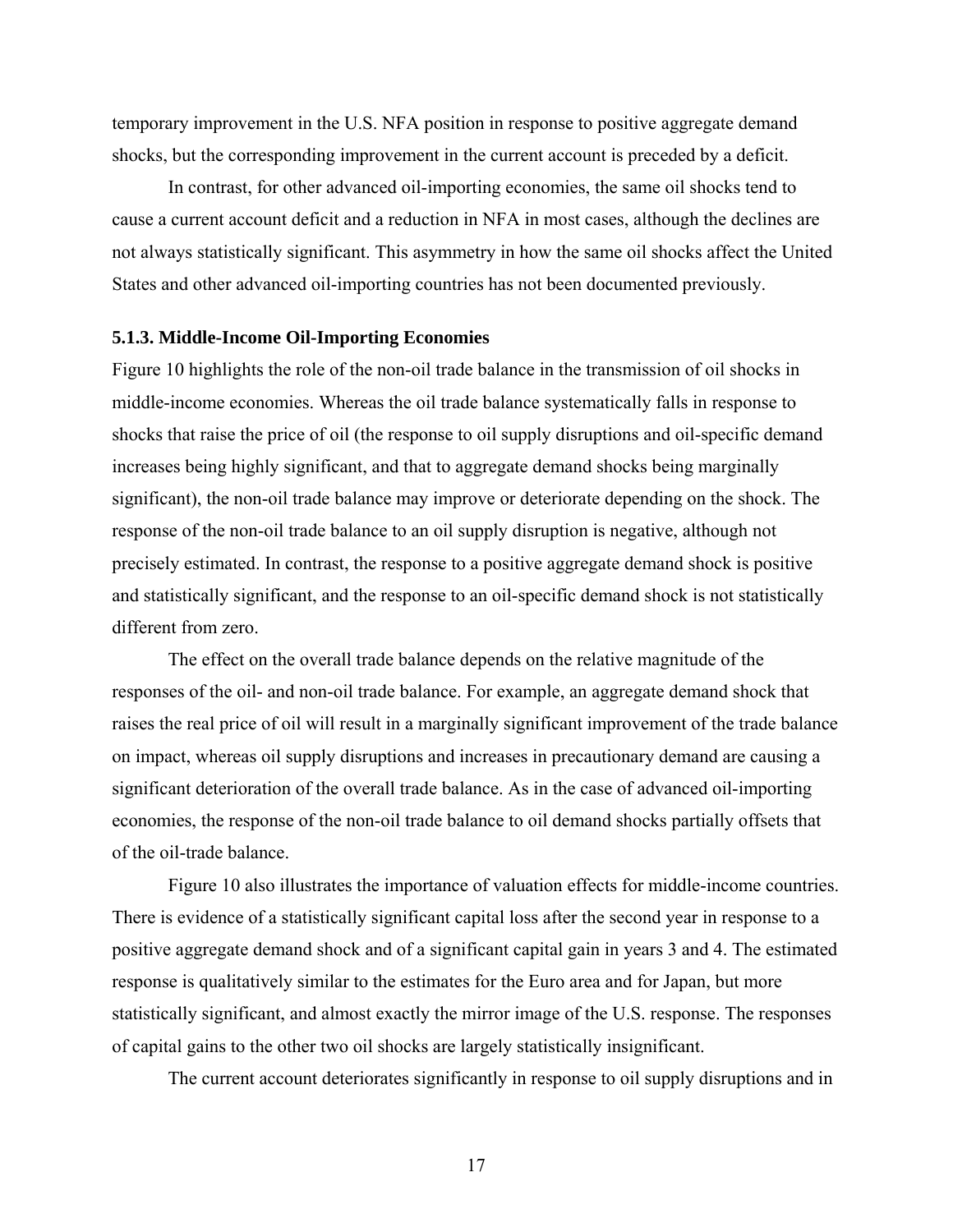temporary improvement in the U.S. NFA position in response to positive aggregate demand shocks, but the corresponding improvement in the current account is preceded by a deficit.

In contrast, for other advanced oil-importing economies, the same oil shocks tend to cause a current account deficit and a reduction in NFA in most cases, although the declines are not always statistically significant. This asymmetry in how the same oil shocks affect the United States and other advanced oil-importing countries has not been documented previously.

### 5.1.3. Middle-Income Oil-Importing Economies

Figure 10 highlights the role of the non-oil trade balance in the transmission of oil shocks in middle-income economies. Whereas the oil trade balance systematically falls in response to shocks that raise the price of oil (the response to oil supply disruptions and oil-specific demand increases being highly significant, and that to aggregate demand shocks being marginally significant), the non-oil trade balance may improve or deteriorate depending on the shock. The response of the non-oil trade balance to an oil supply disruption is negative, although not precisely estimated. In contrast, the response to a positive aggregate demand shock is positive and statistically significant, and the response to an oil-specific demand shock is not statistically different from zero.

The effect on the overall trade balance depends on the relative magnitude of the responses of the oil- and non-oil trade balance. For example, an aggregate demand shock that raises the real price of oil will result in a marginally significant improvement of the trade balance on impact, whereas oil supply disruptions and increases in precautionary demand are causing a significant deterioration of the overall trade balance. As in the case of advanced oil-importing economies, the response of the non-oil trade balance to oil demand shocks partially offsets that of the oil-trade balance.

Figure 10 also illustrates the importance of valuation effects for middle-income countries. There is evidence of a statistically significant capital loss after the second year in response to a positive aggregate demand shock and of a significant capital gain in years 3 and 4. The estimated response is qualitatively similar to the estimates for the Euro area and for Japan, but more statistically significant, and almost exactly the mirror image of the U.S. response. The responses of capital gains to the other two oil shocks are largely statistically insignificant.

The current account deteriorates significantly in response to oil supply disruptions and in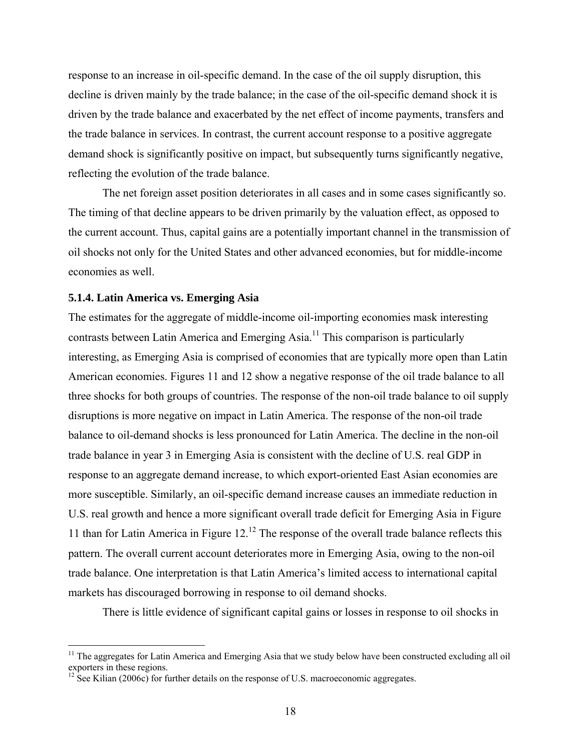response to an increase in oil-specific demand. In the case of the oil supply disruption, this decline is driven mainly by the trade balance; in the case of the oil-specific demand shock it is driven by the trade balance and exacerbated by the net effect of income payments, transfers and the trade balance in services. In contrast, the current account response to a positive aggregate demand shock is significantly positive on impact, but subsequently turns significantly negative, reflecting the evolution of the trade balance.

The net foreign asset position deteriorates in all cases and in some cases significantly so. The timing of that decline appears to be driven primarily by the valuation effect, as opposed to the current account. Thus, capital gains are a potentially important channel in the transmission of oil shocks not only for the United States and other advanced economies, but for middle-income economies as well.

### 5.1.4. Latin America vs. Emerging Asia

The estimates for the aggregate of middle-income oil-importing economies mask interesting contrasts between Latin America and Emerging Asia.[11] This comparison is particularly interesting, as Emerging Asia is comprised of economies that are typically more open than Latin American economies. Figures 11 and 12 show a negative response of the oil trade balance to all three shocks for both groups of countries. The response of the non-oil trade balance to oil supply disruptions is more negative on impact in Latin America. The response of the non-oil trade balance to oil-demand shocks is less pronounced for Latin America. The decline in the non-oil trade balance in year 3 in Emerging Asia is consistent with the decline of U.S. real GDP in response to an aggregate demand increase, to which export-oriented East Asian economies are more susceptible. Similarly, an oil-specific demand increase causes an immediate reduction in U.S. real growth and hence a more significant overall trade deficit for Emerging Asia in Figure 11 than for Latin America in Figure 12.[12] The response of the overall trade balance reflects this pattern. The overall current account deteriorates more in Emerging Asia, owing to the non-oil trade balance. One interpretation is that Latin America's limited access to international capital markets has discouraged borrowing in response to oil demand shocks.

There is little evidence of significant capital gains or losses in response to oil shocks in

---

[11] The aggregates for Latin America and Emerging Asia that we study below have been constructed excluding all oil exporters in these regions.

[12] See Kilian (2006c) for further details on the response of U.S. macroeconomic aggregates.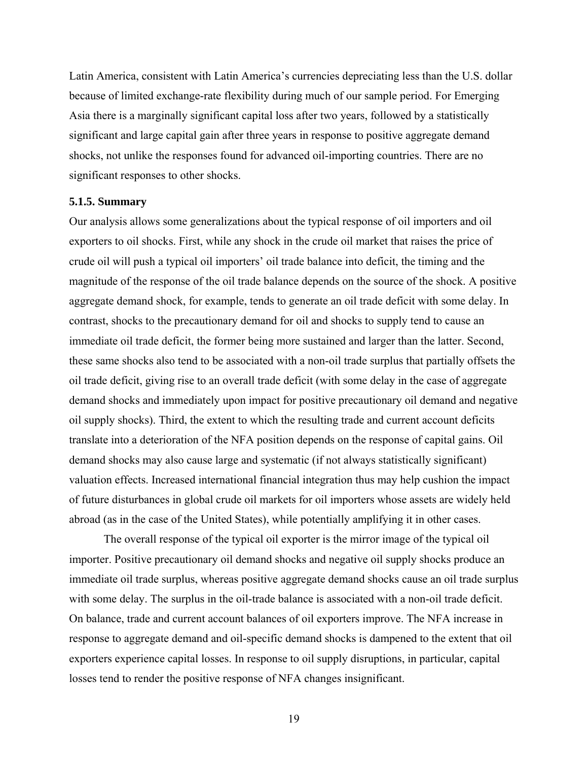Latin America, consistent with Latin America's currencies depreciating less than the U.S. dollar because of limited exchange-rate flexibility during much of our sample period. For Emerging Asia there is a marginally significant capital loss after two years, followed by a statistically significant and large capital gain after three years in response to positive aggregate demand shocks, not unlike the responses found for advanced oil-importing countries. There are no significant responses to other shocks.

### 5.1.5. Summary

Our analysis allows some generalizations about the typical response of oil importers and oil exporters to oil shocks. First, while any shock in the crude oil market that raises the price of crude oil will push a typical oil importers' oil trade balance into deficit, the timing and the magnitude of the response of the oil trade balance depends on the source of the shock. A positive aggregate demand shock, for example, tends to generate an oil trade deficit with some delay. In contrast, shocks to the precautionary demand for oil and shocks to supply tend to cause an immediate oil trade deficit, the former being more sustained and larger than the latter. Second, these same shocks also tend to be associated with a non-oil trade surplus that partially offsets the oil trade deficit, giving rise to an overall trade deficit (with some delay in the case of aggregate demand shocks and immediately upon impact for positive precautionary oil demand and negative oil supply shocks). Third, the extent to which the resulting trade and current account deficits translate into a deterioration of the NFA position depends on the response of capital gains. Oil demand shocks may also cause large and systematic (if not always statistically significant) valuation effects. Increased international financial integration thus may help cushion the impact of future disturbances in global crude oil markets for oil importers whose assets are widely held abroad (as in the case of the United States), while potentially amplifying it in other cases.

The overall response of the typical oil exporter is the mirror image of the typical oil importer. Positive precautionary oil demand shocks and negative oil supply shocks produce an immediate oil trade surplus, whereas positive aggregate demand shocks cause an oil trade surplus with some delay. The surplus in the oil-trade balance is associated with a non-oil trade deficit. On balance, trade and current account balances of oil exporters improve. The NFA increase in response to aggregate demand and oil-specific demand shocks is dampened to the extent that oil exporters experience capital losses. In response to oil supply disruptions, in particular, capital losses tend to render the positive response of NFA changes insignificant.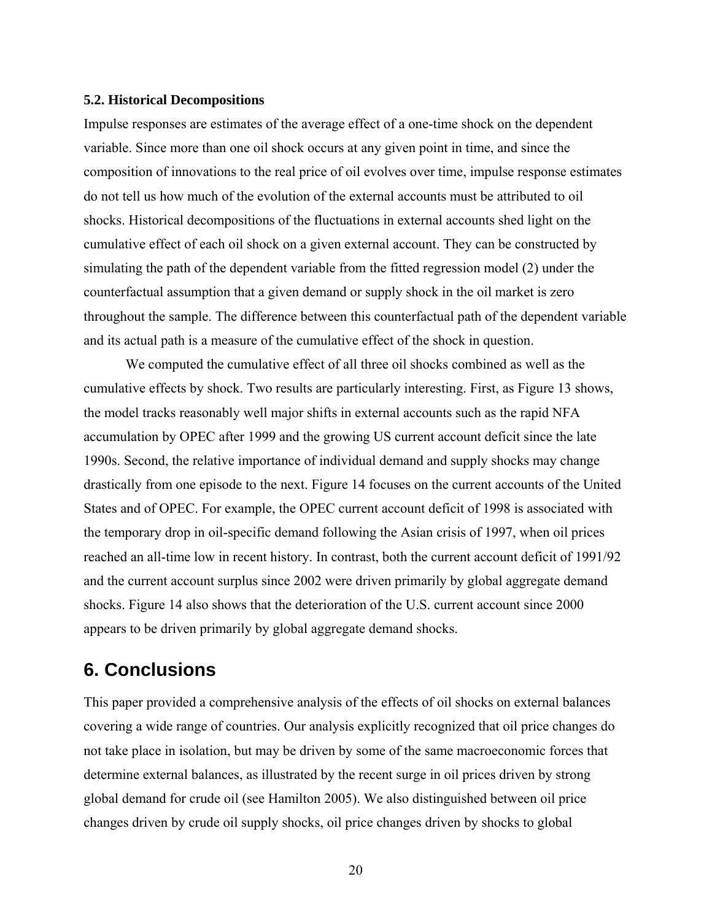### 5.2. Historical Decompositions

Impulse responses are estimates of the average effect of a one-time shock on the dependent variable. Since more than one oil shock occurs at any given point in time, and since the composition of innovations to the real price of oil evolves over time, impulse response estimates do not tell us how much of the evolution of the external accounts must be attributed to oil shocks. Historical decompositions of the fluctuations in external accounts shed light on the cumulative effect of each oil shock on a given external account. They can be constructed by simulating the path of the dependent variable from the fitted regression model (2) under the counterfactual assumption that a given demand or supply shock in the oil market is zero throughout the sample. The difference between this counterfactual path of the dependent variable and its actual path is a measure of the cumulative effect of the shock in question.

We computed the cumulative effect of all three oil shocks combined as well as the cumulative effects by shock. Two results are particularly interesting. First, as Figure 13 shows, the model tracks reasonably well major shifts in external accounts such as the rapid NFA accumulation by OPEC after 1999 and the growing US current account deficit since the late 1990s. Second, the relative importance of individual demand and supply shocks may change drastically from one episode to the next. Figure 14 focuses on the current accounts of the United States and of OPEC. For example, the OPEC current account deficit of 1998 is associated with the temporary drop in oil-specific demand following the Asian crisis of 1997, when oil prices reached an all-time low in recent history. In contrast, both the current account deficit of 1991/92 and the current account surplus since 2002 were driven primarily by global aggregate demand shocks. Figure 14 also shows that the deterioration of the U.S. current account since 2000 appears to be driven primarily by global aggregate demand shocks.

# 6. Conclusions

This paper provided a comprehensive analysis of the effects of oil shocks on external balances covering a wide range of countries. Our analysis explicitly recognized that oil price changes do not take place in isolation, but may be driven by some of the same macroeconomic forces that determine external balances, as illustrated by the recent surge in oil prices driven by strong global demand for crude oil (see Hamilton 2005). We also distinguished between oil price changes driven by crude oil supply shocks, oil price changes driven by shocks to global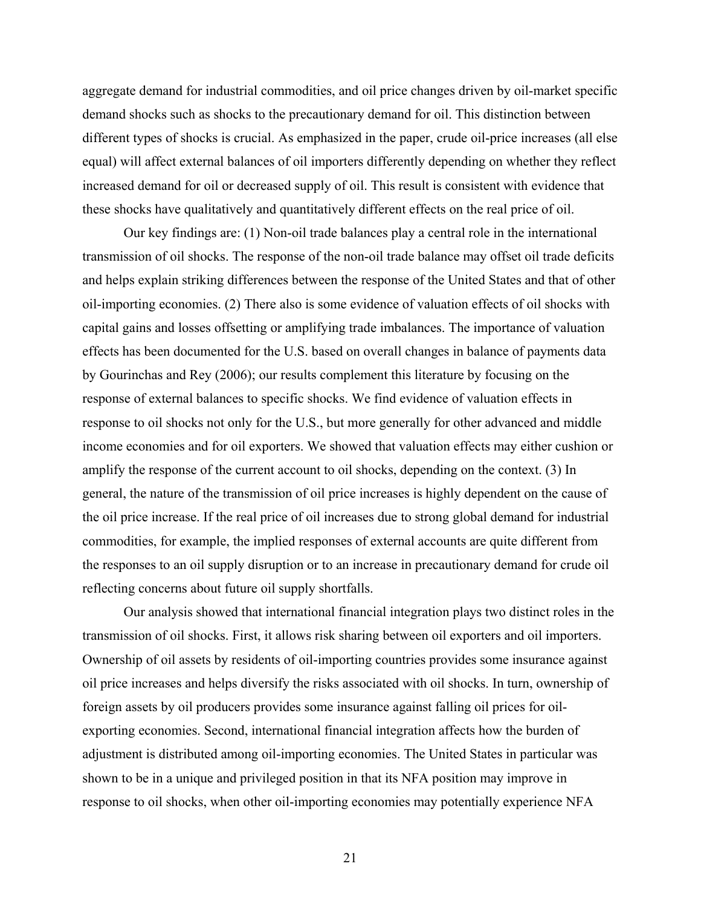aggregate demand for industrial commodities, and oil price changes driven by oil-market specific demand shocks such as shocks to the precautionary demand for oil. This distinction between different types of shocks is crucial. As emphasized in the paper, crude oil-price increases (all else equal) will affect external balances of oil importers differently depending on whether they reflect increased demand for oil or decreased supply of oil. This result is consistent with evidence that these shocks have qualitatively and quantitatively different effects on the real price of oil.

Our key findings are: (1) Non-oil trade balances play a central role in the international transmission of oil shocks. The response of the non-oil trade balance may offset oil trade deficits and helps explain striking differences between the response of the United States and that of other oil-importing economies. (2) There also is some evidence of valuation effects of oil shocks with capital gains and losses offsetting or amplifying trade imbalances. The importance of valuation effects has been documented for the U.S. based on overall changes in balance of payments data by Gourinchas and Rey (2006); our results complement this literature by focusing on the response of external balances to specific shocks. We find evidence of valuation effects in response to oil shocks not only for the U.S., but more generally for other advanced and middle income economies and for oil exporters. We showed that valuation effects may either cushion or amplify the response of the current account to oil shocks, depending on the context. (3) In general, the nature of the transmission of oil price increases is highly dependent on the cause of the oil price increase. If the real price of oil increases due to strong global demand for industrial commodities, for example, the implied responses of external accounts are quite different from the responses to an oil supply disruption or to an increase in precautionary demand for crude oil reflecting concerns about future oil supply shortfalls.

Our analysis showed that international financial integration plays two distinct roles in the transmission of oil shocks. First, it allows risk sharing between oil exporters and oil importers. Ownership of oil assets by residents of oil-importing countries provides some insurance against oil price increases and helps diversify the risks associated with oil shocks. In turn, ownership of foreign assets by oil producers provides some insurance against falling oil prices for oil-exporting economies. Second, international financial integration affects how the burden of adjustment is distributed among oil-importing economies. The United States in particular was shown to be in a unique and privileged position in that its NFA position may improve in response to oil shocks, when other oil-importing economies may potentially experience NFA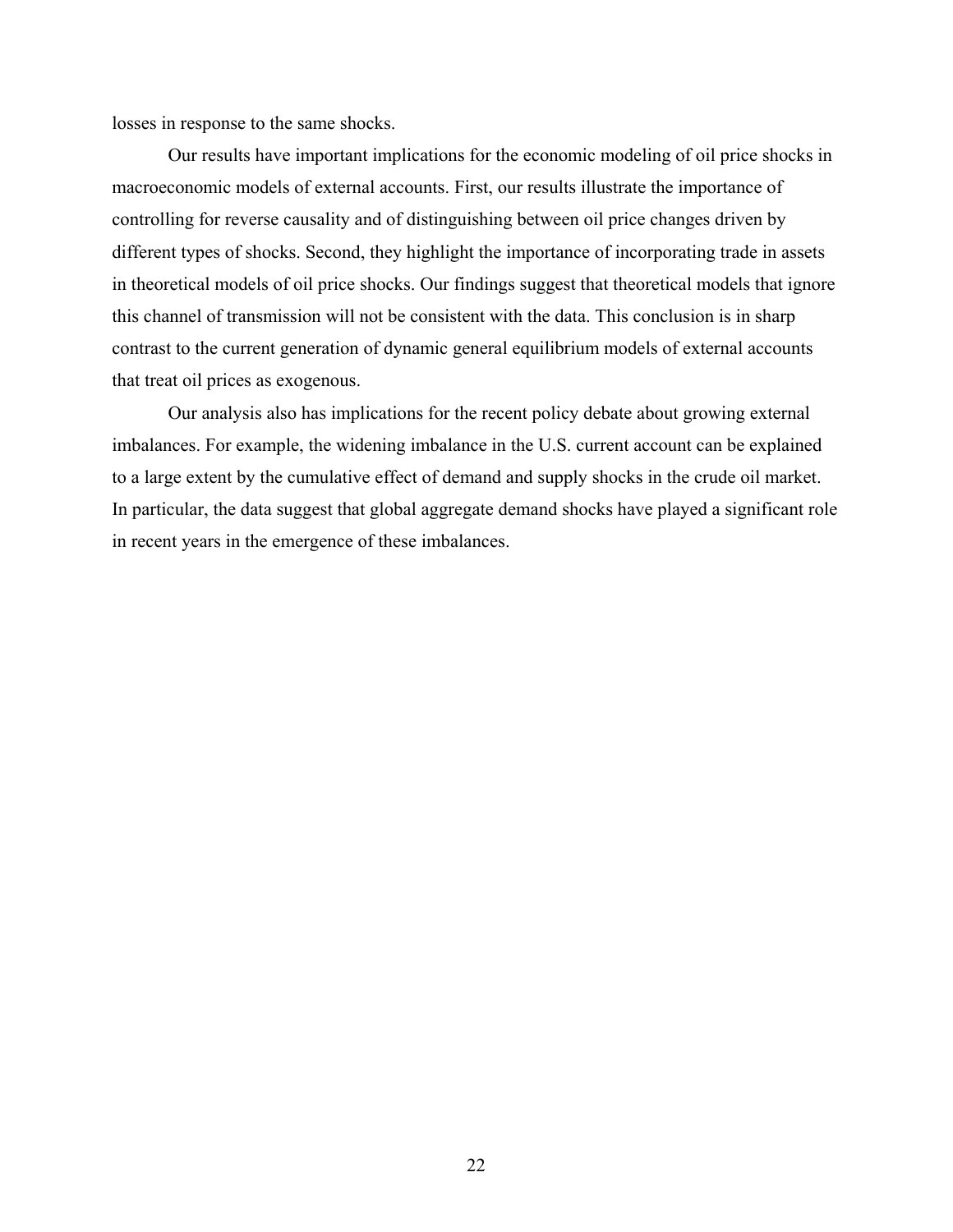losses in response to the same shocks.

Our results have important implications for the economic modeling of oil price shocks in macroeconomic models of external accounts. First, our results illustrate the importance of controlling for reverse causality and of distinguishing between oil price changes driven by different types of shocks. Second, they highlight the importance of incorporating trade in assets in theoretical models of oil price shocks. Our findings suggest that theoretical models that ignore this channel of transmission will not be consistent with the data. This conclusion is in sharp contrast to the current generation of dynamic general equilibrium models of external accounts that treat oil prices as exogenous.

Our analysis also has implications for the recent policy debate about growing external imbalances. For example, the widening imbalance in the U.S. current account can be explained to a large extent by the cumulative effect of demand and supply shocks in the crude oil market. In particular, the data suggest that global aggregate demand shocks have played a significant role in recent years in the emergence of these imbalances.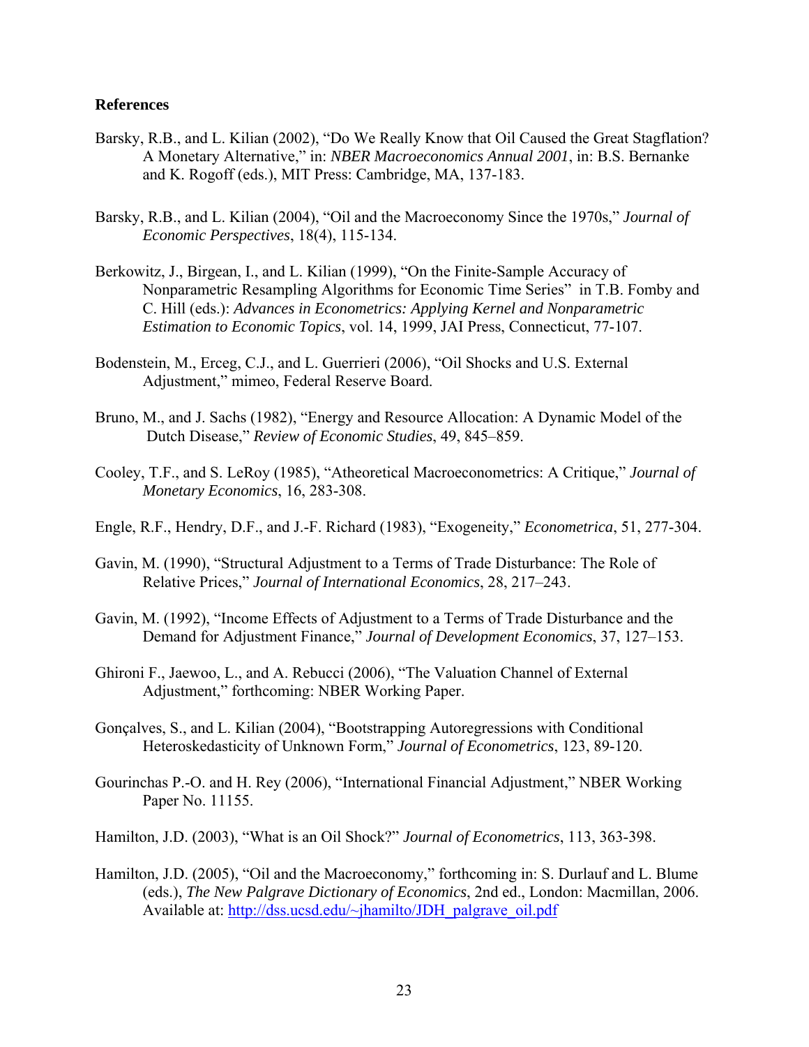**References**

Barsky, R.B., and L. Kilian (2002), "Do We Really Know that Oil Caused the Great Stagflation? A Monetary Alternative," in: *NBER Macroeconomics Annual 2001*, in: B.S. Bernanke and K. Rogoff (eds.), MIT Press: Cambridge, MA, 137-183.

Barsky, R.B., and L. Kilian (2004), "Oil and the Macroeconomy Since the 1970s," *Journal of Economic Perspectives*, 18(4), 115-134.

Berkowitz, J., Birgean, I., and L. Kilian (1999), "On the Finite-Sample Accuracy of Nonparametric Resampling Algorithms for Economic Time Series" in T.B. Fomby and C. Hill (eds.): *Advances in Econometrics: Applying Kernel and Nonparametric Estimation to Economic Topics*, vol. 14, 1999, JAI Press, Connecticut, 77-107.

Bodenstein, M., Erceg, C.J., and L. Guerrieri (2006), "Oil Shocks and U.S. External Adjustment," mimeo, Federal Reserve Board.

Bruno, M., and J. Sachs (1982), "Energy and Resource Allocation: A Dynamic Model of the Dutch Disease," *Review of Economic Studies*, 49, 845–859.

Cooley, T.F., and S. LeRoy (1985), "Atheoretical Macroeconometrics: A Critique," *Journal of Monetary Economics*, 16, 283-308.

Engle, R.F., Hendry, D.F., and J.-F. Richard (1983), "Exogeneity," *Econometrica*, 51, 277-304.

Gavin, M. (1990), "Structural Adjustment to a Terms of Trade Disturbance: The Role of Relative Prices," *Journal of International Economics*, 28, 217–243.

Gavin, M. (1992), "Income Effects of Adjustment to a Terms of Trade Disturbance and the Demand for Adjustment Finance," *Journal of Development Economics*, 37, 127–153.

Ghironi F., Jaewoo, L., and A. Rebucci (2006), "The Valuation Channel of External Adjustment," forthcoming: NBER Working Paper.

Gonçalves, S., and L. Kilian (2004), "Bootstrapping Autoregressions with Conditional Heteroskedasticity of Unknown Form," *Journal of Econometrics*, 123, 89-120.

Gourinchas P.-O. and H. Rey (2006), "International Financial Adjustment," NBER Working Paper No. 11155.

Hamilton, J.D. (2003), "What is an Oil Shock?" *Journal of Econometrics*, 113, 363-398.

Hamilton, J.D. (2005), "Oil and the Macroeconomy," forthcoming in: S. Durlauf and L. Blume (eds.), *The New Palgrave Dictionary of Economics*, 2nd ed., London: Macmillan, 2006. Available at: http://dss.ucsd.edu/~jhamilto/JDH_palgrave_oil.pdf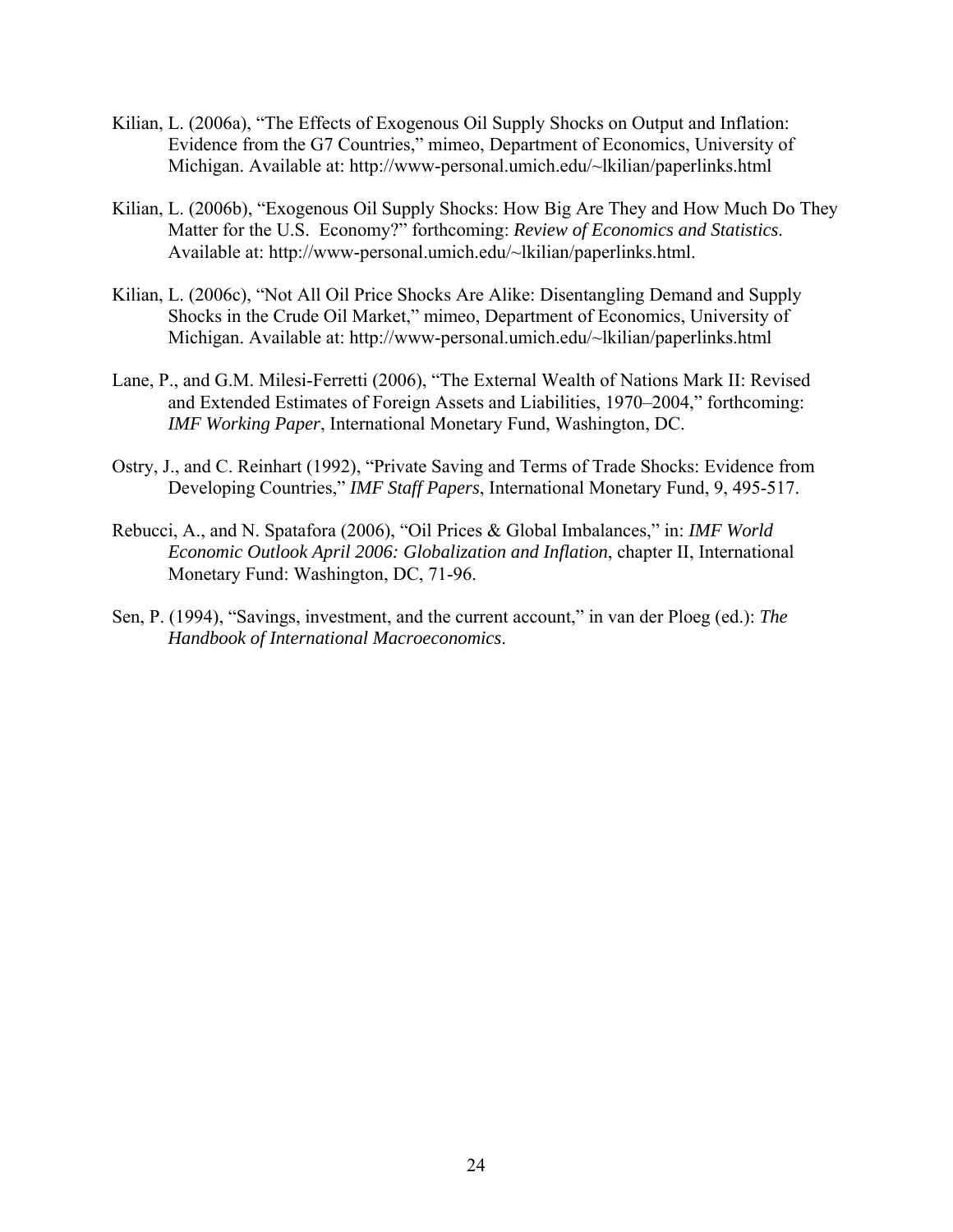Kilian, L. (2006a), "The Effects of Exogenous Oil Supply Shocks on Output and Inflation: Evidence from the G7 Countries," mimeo, Department of Economics, University of Michigan. Available at: http://www-personal.umich.edu/~lkilian/paperlinks.html

Kilian, L. (2006b), "Exogenous Oil Supply Shocks: How Big Are They and How Much Do They Matter for the U.S. Economy?" forthcoming: *Review of Economics and Statistics*. Available at: http://www-personal.umich.edu/~lkilian/paperlinks.html.

Kilian, L. (2006c), "Not All Oil Price Shocks Are Alike: Disentangling Demand and Supply Shocks in the Crude Oil Market," mimeo, Department of Economics, University of Michigan. Available at: http://www-personal.umich.edu/~lkilian/paperlinks.html

Lane, P., and G.M. Milesi-Ferretti (2006), "The External Wealth of Nations Mark II: Revised and Extended Estimates of Foreign Assets and Liabilities, 1970–2004," forthcoming: *IMF Working Paper*, International Monetary Fund, Washington, DC.

Ostry, J., and C. Reinhart (1992), "Private Saving and Terms of Trade Shocks: Evidence from Developing Countries," *IMF Staff Papers*, International Monetary Fund, 9, 495-517.

Rebucci, A., and N. Spatafora (2006), "Oil Prices & Global Imbalances," in: *IMF World Economic Outlook April 2006: Globalization and Inflation*, chapter II, International Monetary Fund: Washington, DC, 71-96.

Sen, P. (1994), "Savings, investment, and the current account," in van der Ploeg (ed.): *The Handbook of International Macroeconomics*.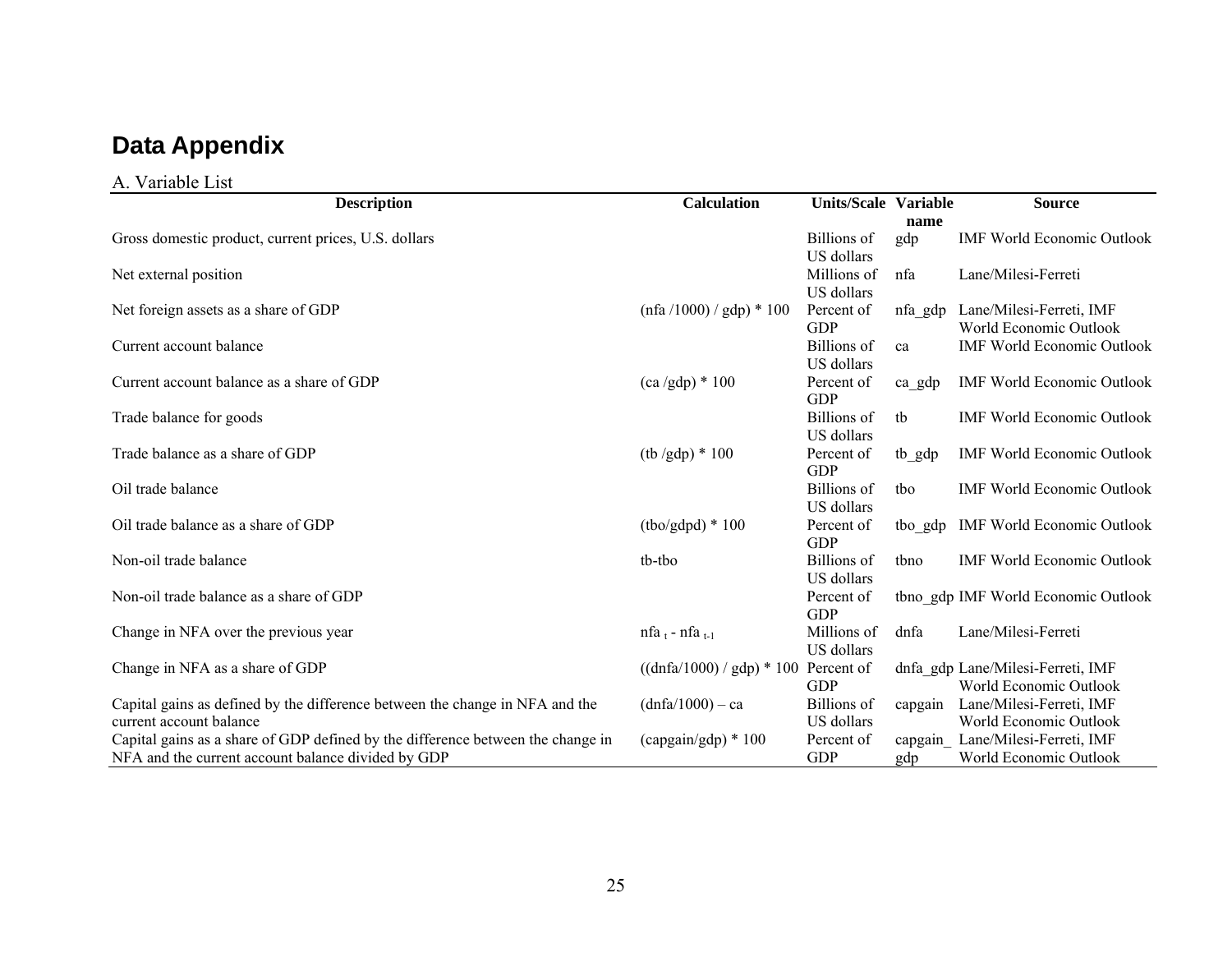## Data Appendix

A. Variable List

| Description | Calculation | Units/Scale | Variable name | Source |
|---|---|---|---|---|
| Gross domestic product, current prices, U.S. dollars | | Billions of US dollars | gdp | IMF World Economic Outlook |
| Net external position | | Millions of US dollars | nfa | Lane/Milesi-Ferreti |
| Net foreign assets as a share of GDP | (nfa /1000) / gdp) * 100 | Percent of GDP | nfa_gdp | Lane/Milesi-Ferreti, IMF World Economic Outlook |
| Current account balance | | Billions of US dollars | ca | IMF World Economic Outlook |
| Current account balance as a share of GDP | (ca /gdp) * 100 | Percent of GDP | ca_gdp | IMF World Economic Outlook |
| Trade balance for goods | | Billions of US dollars | tb | IMF World Economic Outlook |
| Trade balance as a share of GDP | (tb /gdp) * 100 | Percent of GDP | tb_gdp | IMF World Economic Outlook |
| Oil trade balance | | Billions of US dollars | tbo | IMF World Economic Outlook |
| Oil trade balance as a share of GDP | (tbo/gdpd) * 100 | Percent of GDP | tbo_gdp | IMF World Economic Outlook |
| Non-oil trade balance | tb-tbo | Billions of US dollars | tbno | IMF World Economic Outlook |
| Non-oil trade balance as a share of GDP | | Percent of GDP | tbno_gdp | IMF World Economic Outlook |
| Change in NFA over the previous year | $nfa_t - nfa_{t-1}$ | Millions of US dollars | dnfa | Lane/Milesi-Ferreti |
| Change in NFA as a share of GDP | ((dnfa/1000) / gdp) * 100 | Percent of GDP | dnfa_gdp | Lane/Milesi-Ferreti, IMF World Economic Outlook |
| Capital gains as defined by the difference between the change in NFA and the current account balance | (dnfa/1000) – ca | Billions of US dollars | capgain | Lane/Milesi-Ferreti, IMF World Economic Outlook |
| Capital gains as a share of GDP defined by the difference between the change in NFA and the current account balance divided by GDP | (capgain/gdp) * 100 | Percent of GDP | capgain_gdp | Lane/Milesi-Ferreti, IMF World Economic Outlook |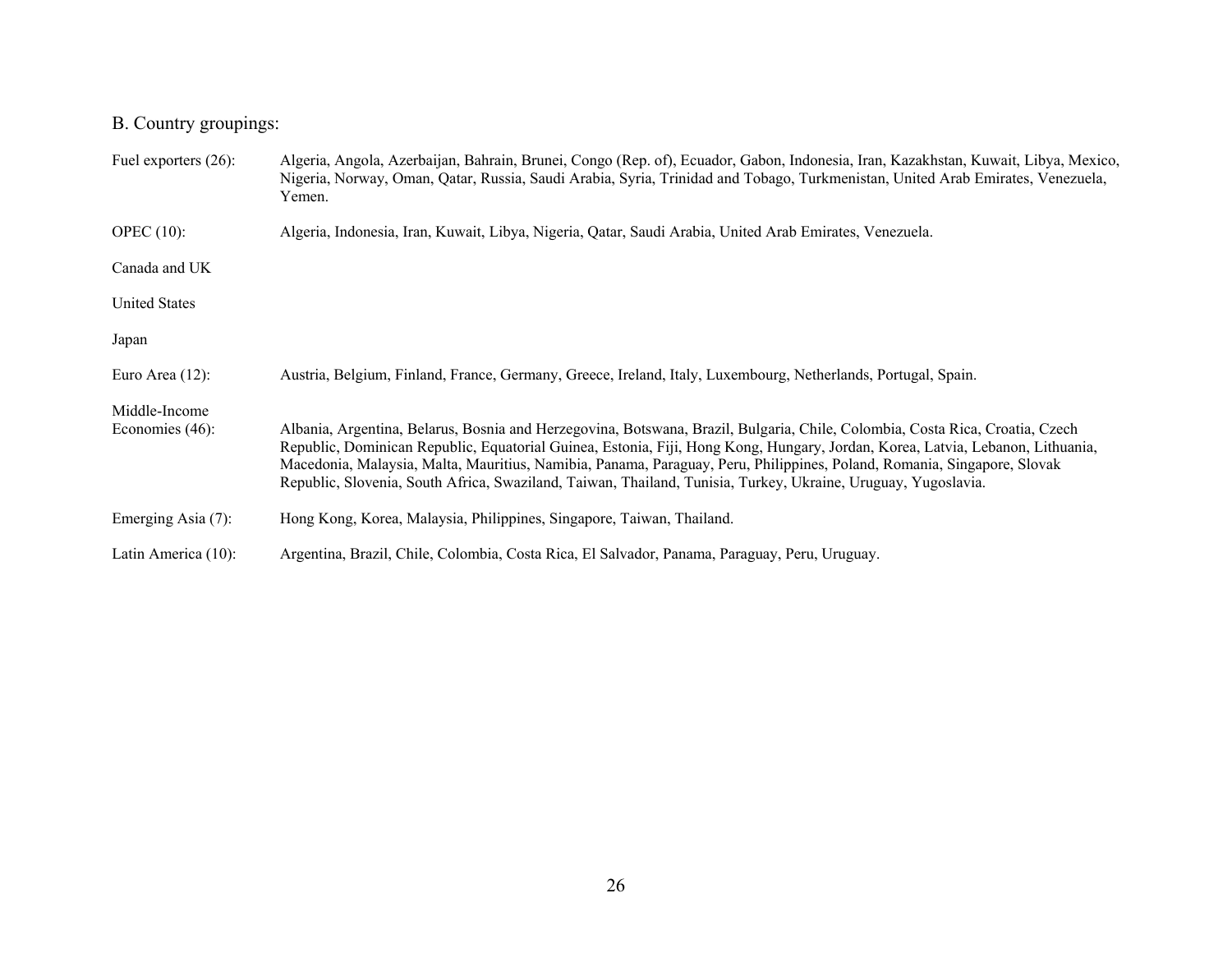B. Country groupings:

| | |
|---|---|
| Fuel exporters (26): | Algeria, Angola, Azerbaijan, Bahrain, Brunei, Congo (Rep. of), Ecuador, Gabon, Indonesia, Iran, Kazakhstan, Kuwait, Libya, Mexico, Nigeria, Norway, Oman, Qatar, Russia, Saudi Arabia, Syria, Trinidad and Tobago, Turkmenistan, United Arab Emirates, Venezuela, Yemen. |
| OPEC (10): | Algeria, Indonesia, Iran, Kuwait, Libya, Nigeria, Qatar, Saudi Arabia, United Arab Emirates, Venezuela. |
| Canada and UK | |
| United States | |
| Japan | |
| Euro Area (12): | Austria, Belgium, Finland, France, Germany, Greece, Ireland, Italy, Luxembourg, Netherlands, Portugal, Spain. |
| Middle-Income Economies (46): | Albania, Argentina, Belarus, Bosnia and Herzegovina, Botswana, Brazil, Bulgaria, Chile, Colombia, Costa Rica, Croatia, Czech Republic, Dominican Republic, Equatorial Guinea, Estonia, Fiji, Hong Kong, Hungary, Jordan, Korea, Latvia, Lebanon, Lithuania, Macedonia, Malaysia, Malta, Mauritius, Namibia, Panama, Paraguay, Peru, Philippines, Poland, Romania, Singapore, Slovak Republic, Slovenia, South Africa, Swaziland, Taiwan, Thailand, Tunisia, Turkey, Ukraine, Uruguay, Yugoslavia. |
| Emerging Asia (7): | Hong Kong, Korea, Malaysia, Philippines, Singapore, Taiwan, Thailand. |
| Latin America (10): | Argentina, Brazil, Chile, Colombia, Costa Rica, El Salvador, Panama, Paraguay, Peru, Uruguay. |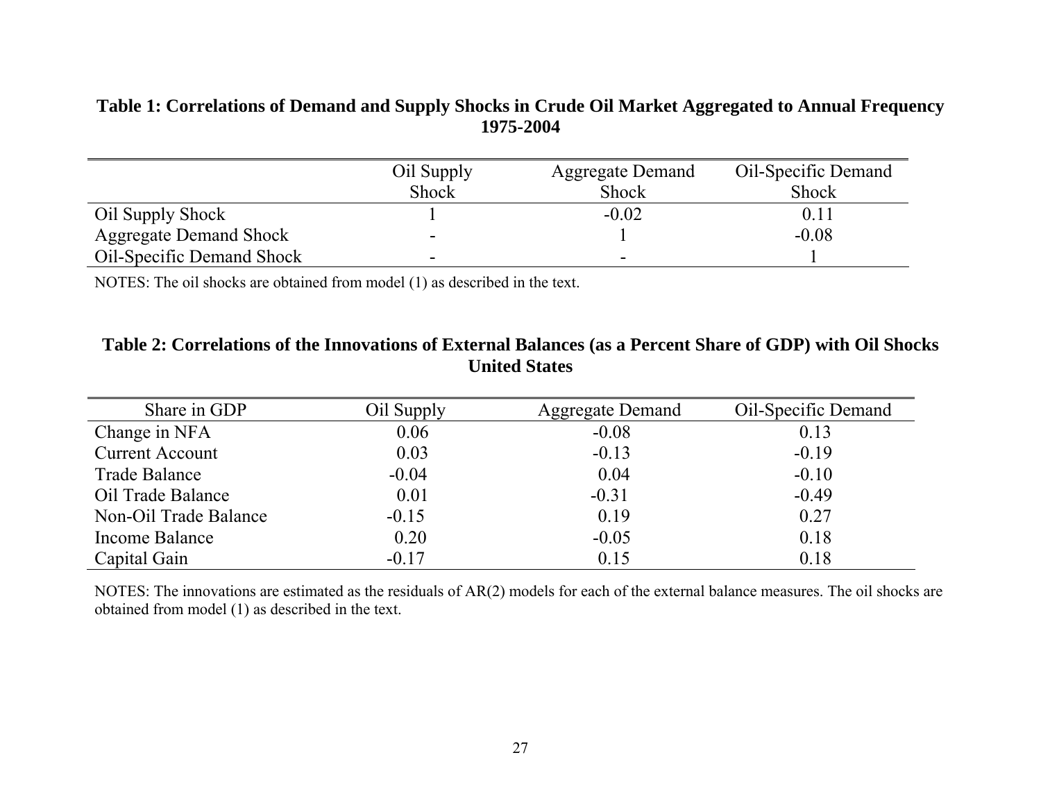**Table 1: Correlations of Demand and Supply Shocks in Crude Oil Market Aggregated to Annual Frequency 1975-2004**

| | Oil Supply Shock | Aggregate Demand Shock | Oil-Specific Demand Shock |
|---|---|---|---|
| Oil Supply Shock | 1 | -0.02 | 0.11 |
| Aggregate Demand Shock | - | 1 | -0.08 |
| Oil-Specific Demand Shock | - | - | 1 |

NOTES: The oil shocks are obtained from model (1) as described in the text.

**Table 2: Correlations of the Innovations of External Balances (as a Percent Share of GDP) with Oil Shocks United States**

| Share in GDP | Oil Supply | Aggregate Demand | Oil-Specific Demand |
|---|---|---|---|
| Change in NFA | 0.06 | -0.08 | 0.13 |
| Current Account | 0.03 | -0.13 | -0.19 |
| Trade Balance | -0.04 | 0.04 | -0.10 |
| Oil Trade Balance | 0.01 | -0.31 | -0.49 |
| Non-Oil Trade Balance | -0.15 | 0.19 | 0.27 |
| Income Balance | 0.20 | -0.05 | 0.18 |
| Capital Gain | -0.17 | 0.15 | 0.18 |

NOTES: The innovations are estimated as the residuals of AR(2) models for each of the external balance measures. The oil shocks are obtained from model (1) as described in the text.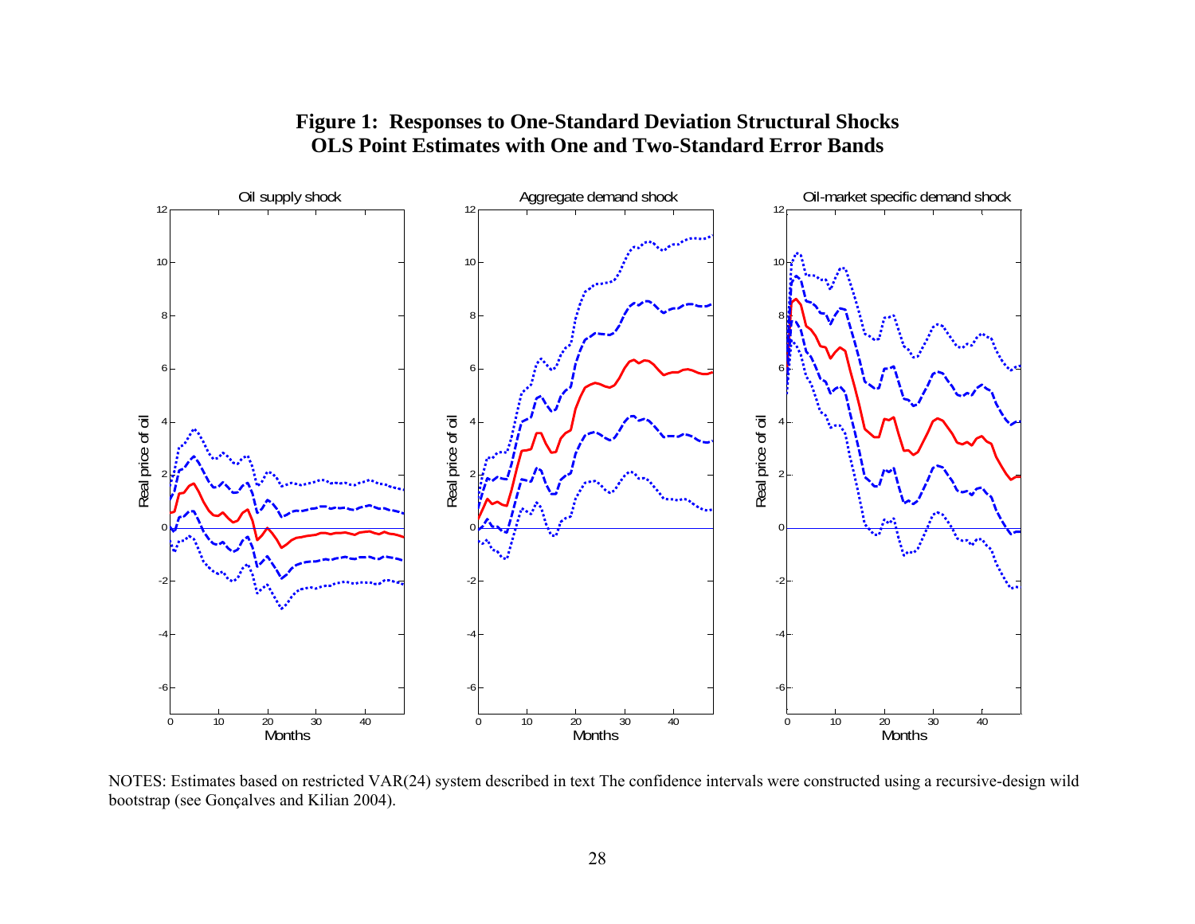**Figure 1: Responses to One-Standard Deviation Structural Shocks**
**OLS Point Estimates with One and Two-Standard Error Bands**

NOTES: Estimates based on restricted VAR(24) system described in text The confidence intervals were constructed using a recursive-design wild bootstrap (see Gonçalves and Kilian 2004).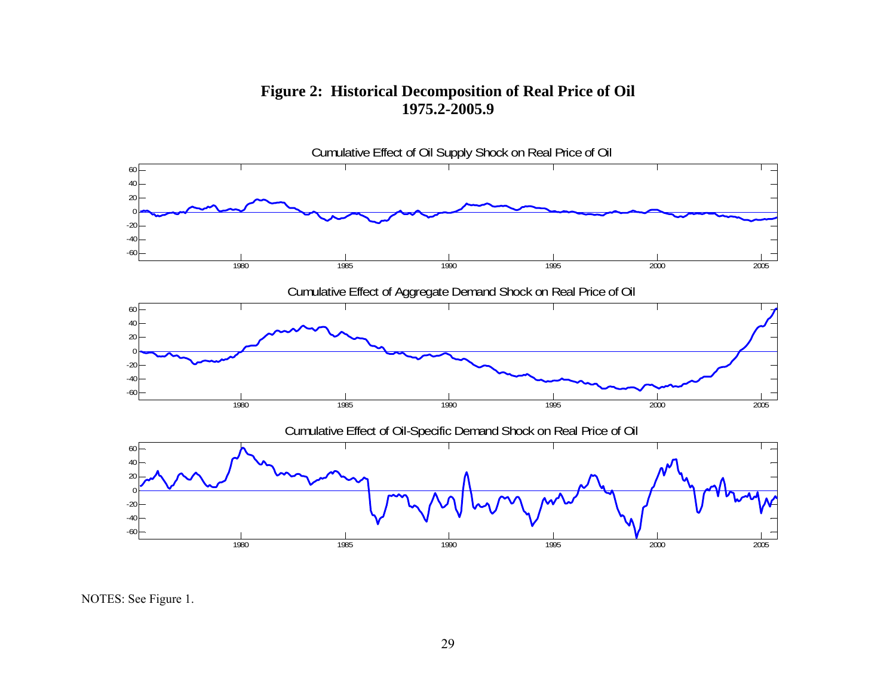**Figure 2: Historical Decomposition of Real Price of Oil**
**1975.2-2005.9**

Cumulative Effect of Oil Supply Shock on Real Price of Oil

Cumulative Effect of Aggregate Demand Shock on Real Price of Oil

Cumulative Effect of Oil-Specific Demand Shock on Real Price of Oil

NOTES: See Figure 1.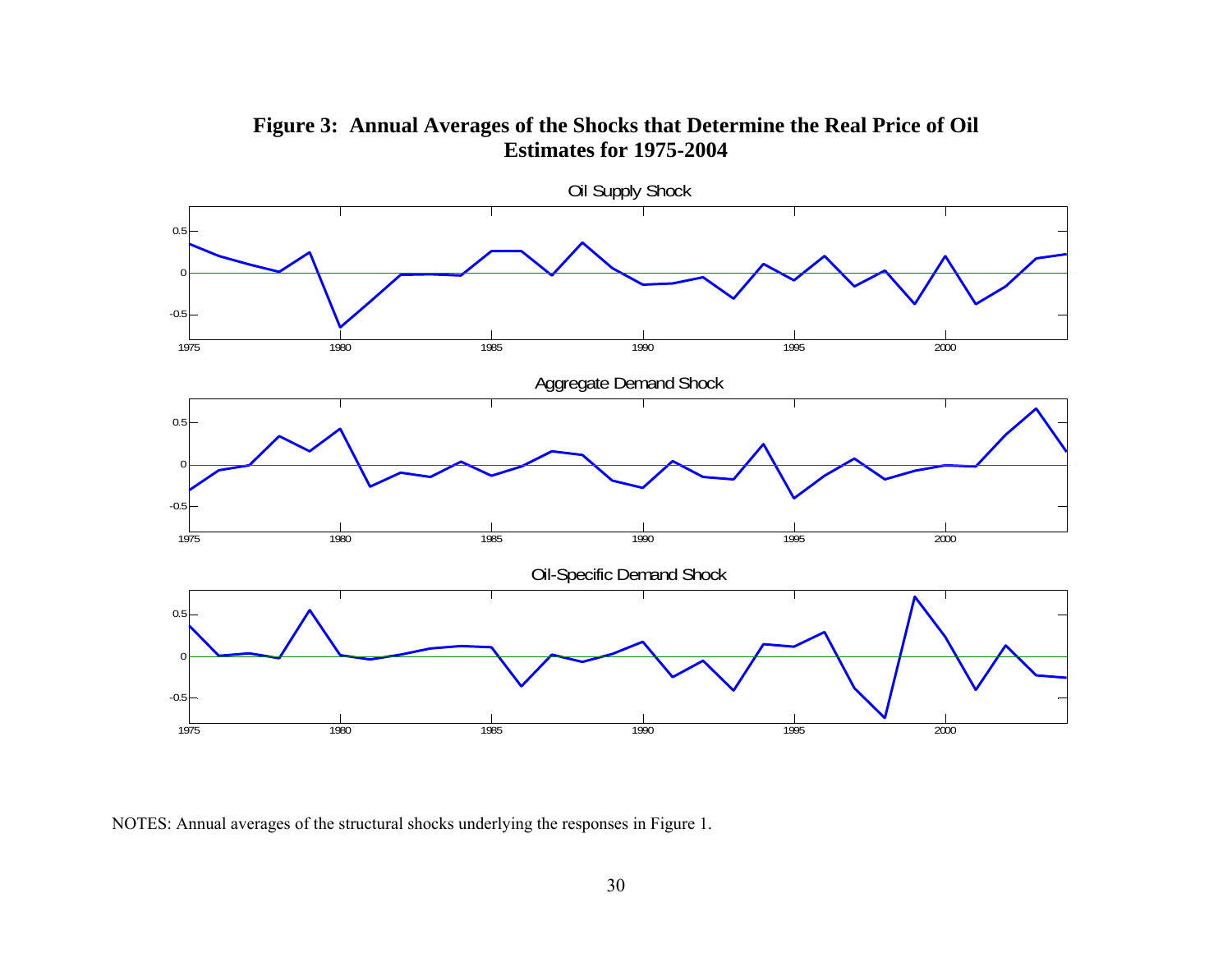**Figure 3: Annual Averages of the Shocks that Determine the Real Price of Oil Estimates for 1975-2004**

NOTES: Annual averages of the structural shocks underlying the responses in Figure 1.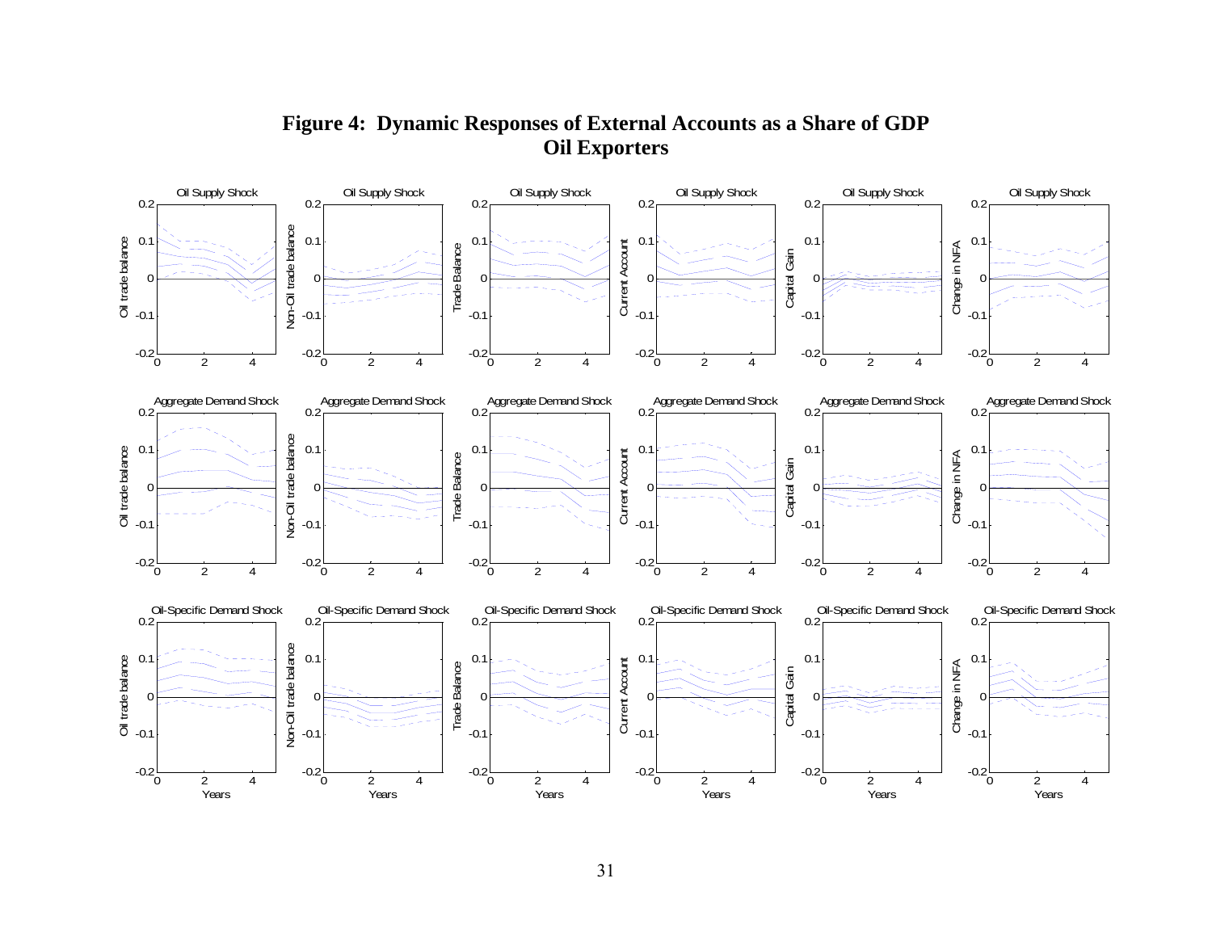# Figure 4: Dynamic Responses of External Accounts as a Share of GDP
## Oil Exporters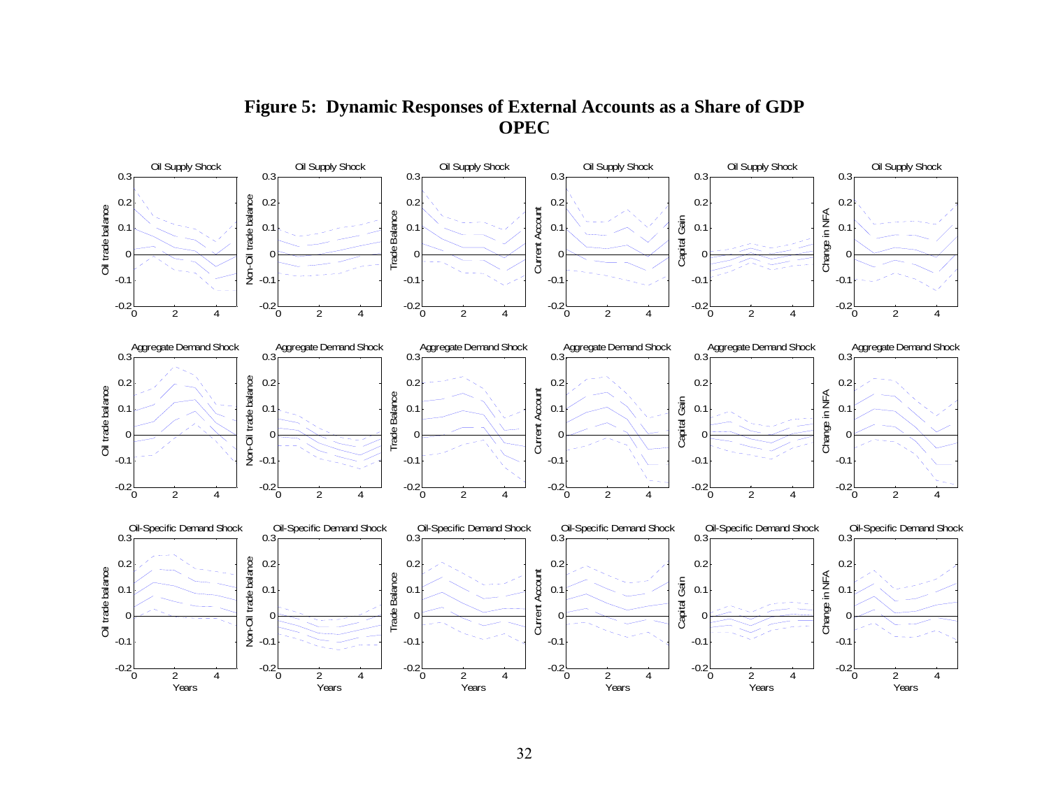**Figure 5: Dynamic Responses of External Accounts as a Share of GDP**
**OPEC**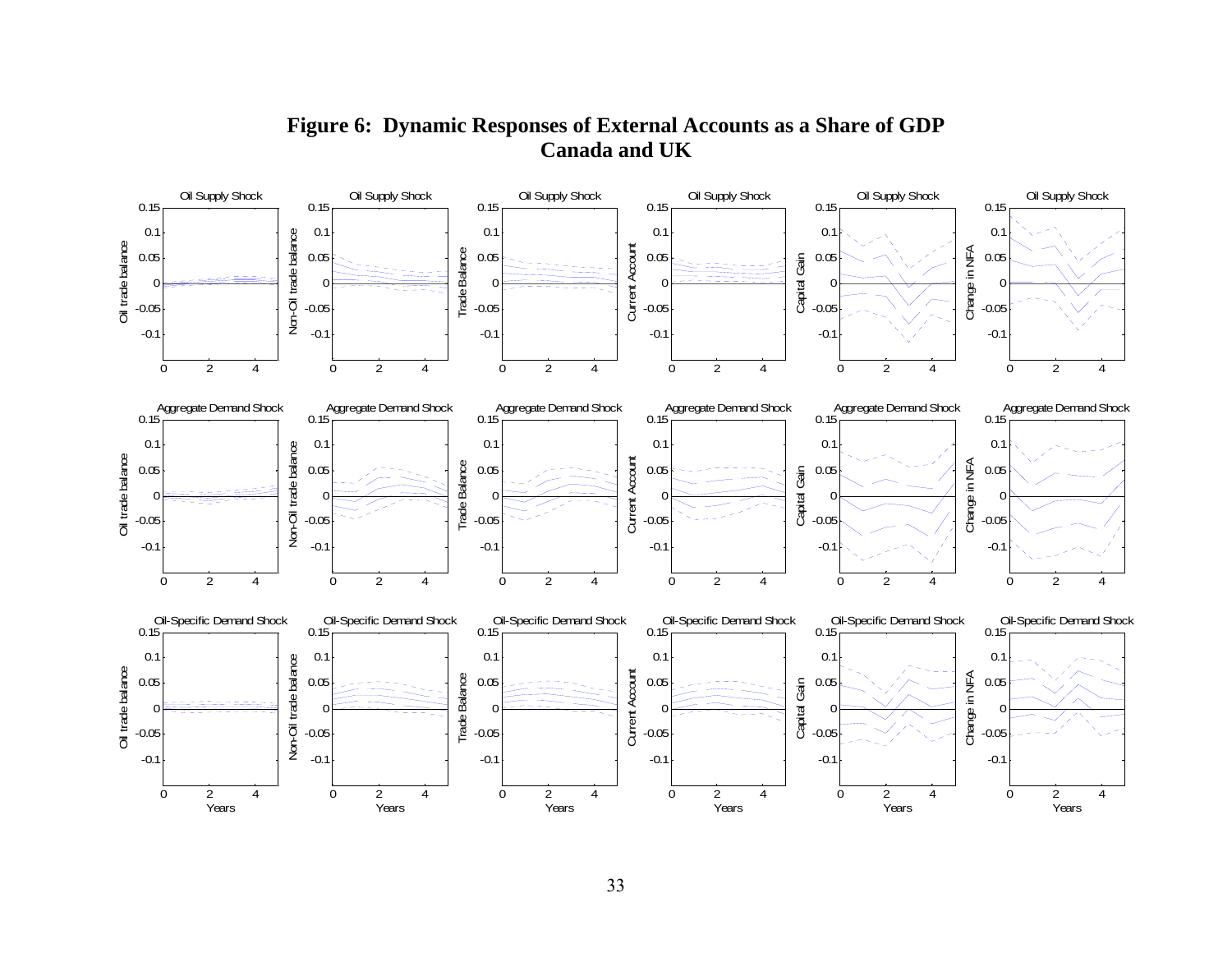# Figure 6: Dynamic Responses of External Accounts as a Share of GDP
## Canada and UK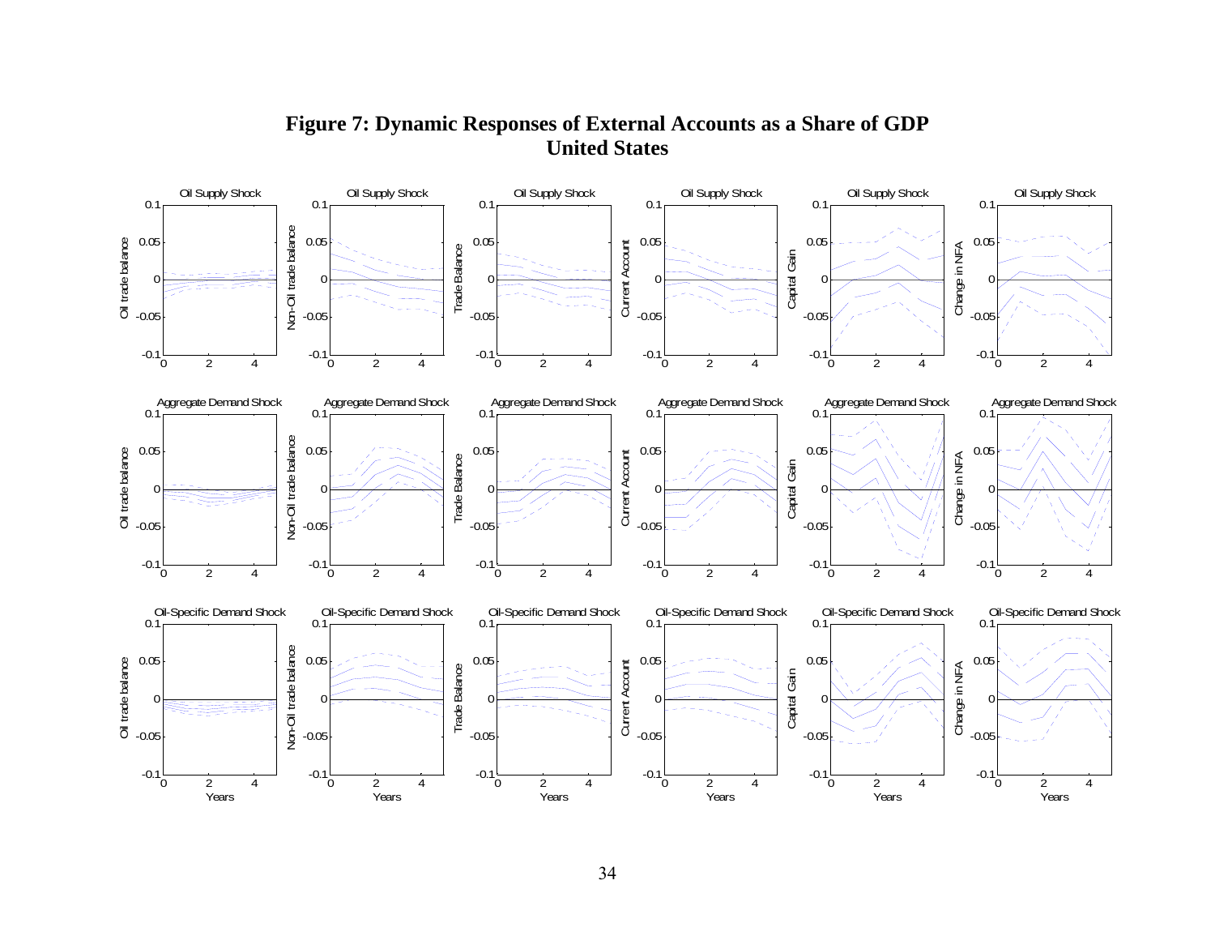**Figure 7: Dynamic Responses of External Accounts as a Share of GDP**
**United States**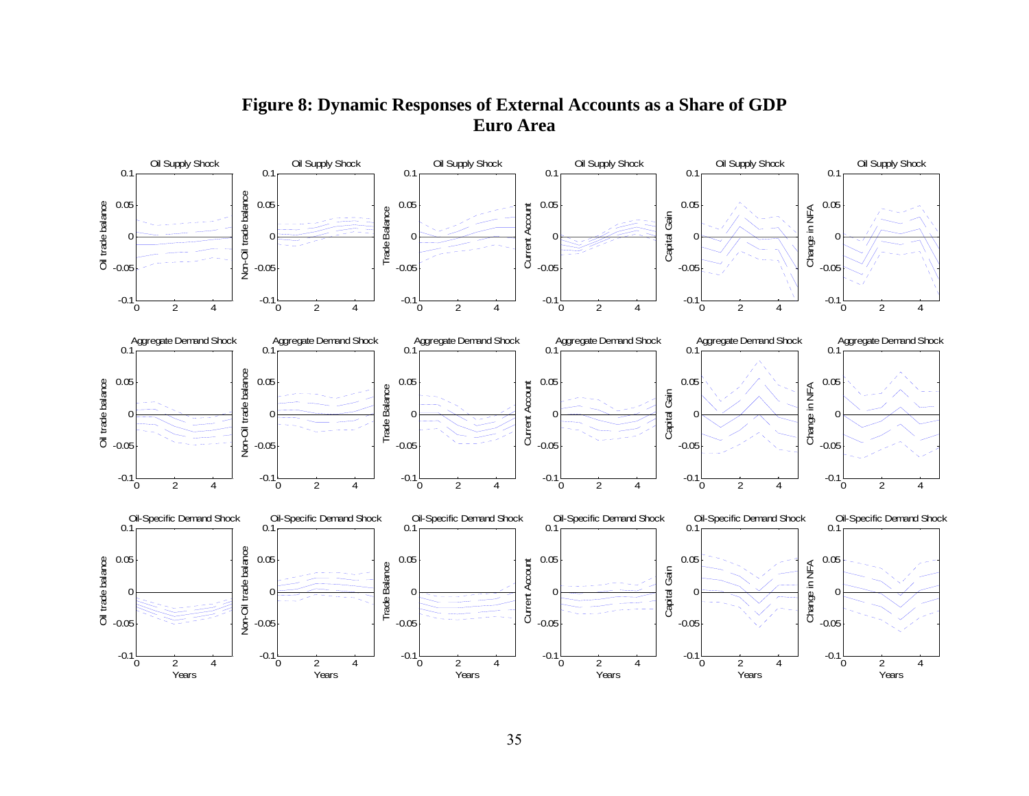# Figure 8: Dynamic Responses of External Accounts as a Share of GDP
## Euro Area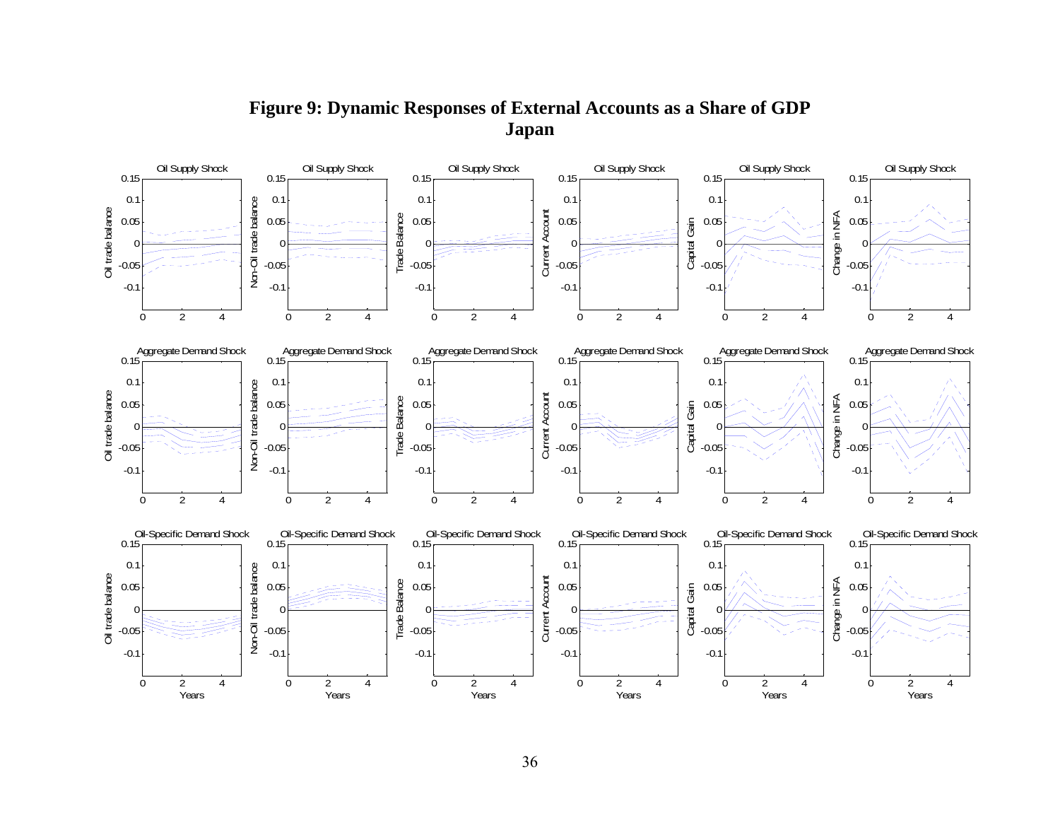# Figure 9: Dynamic Responses of External Accounts as a Share of GDP
## Japan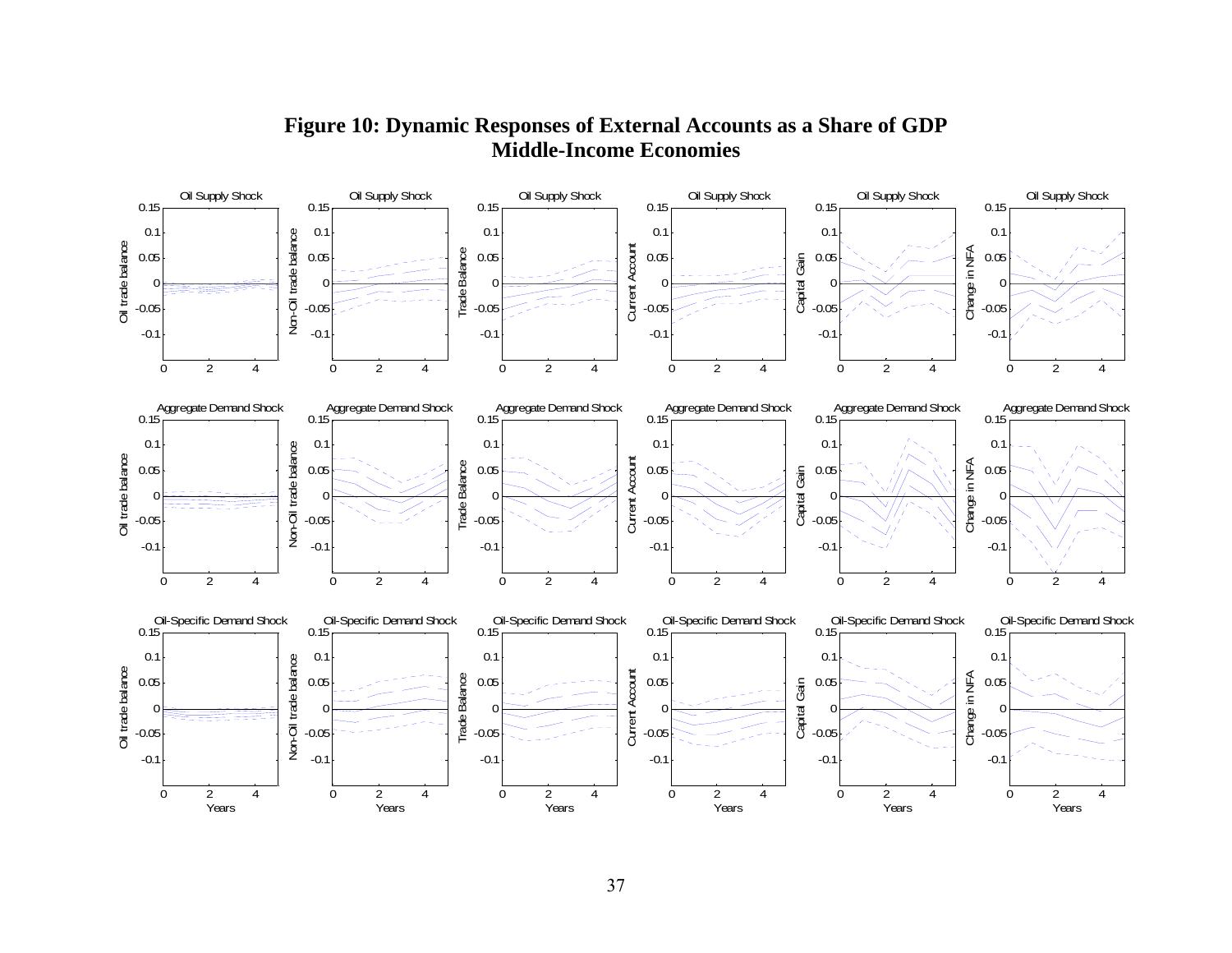# Figure 10: Dynamic Responses of External Accounts as a Share of GDP
## Middle-Income Economies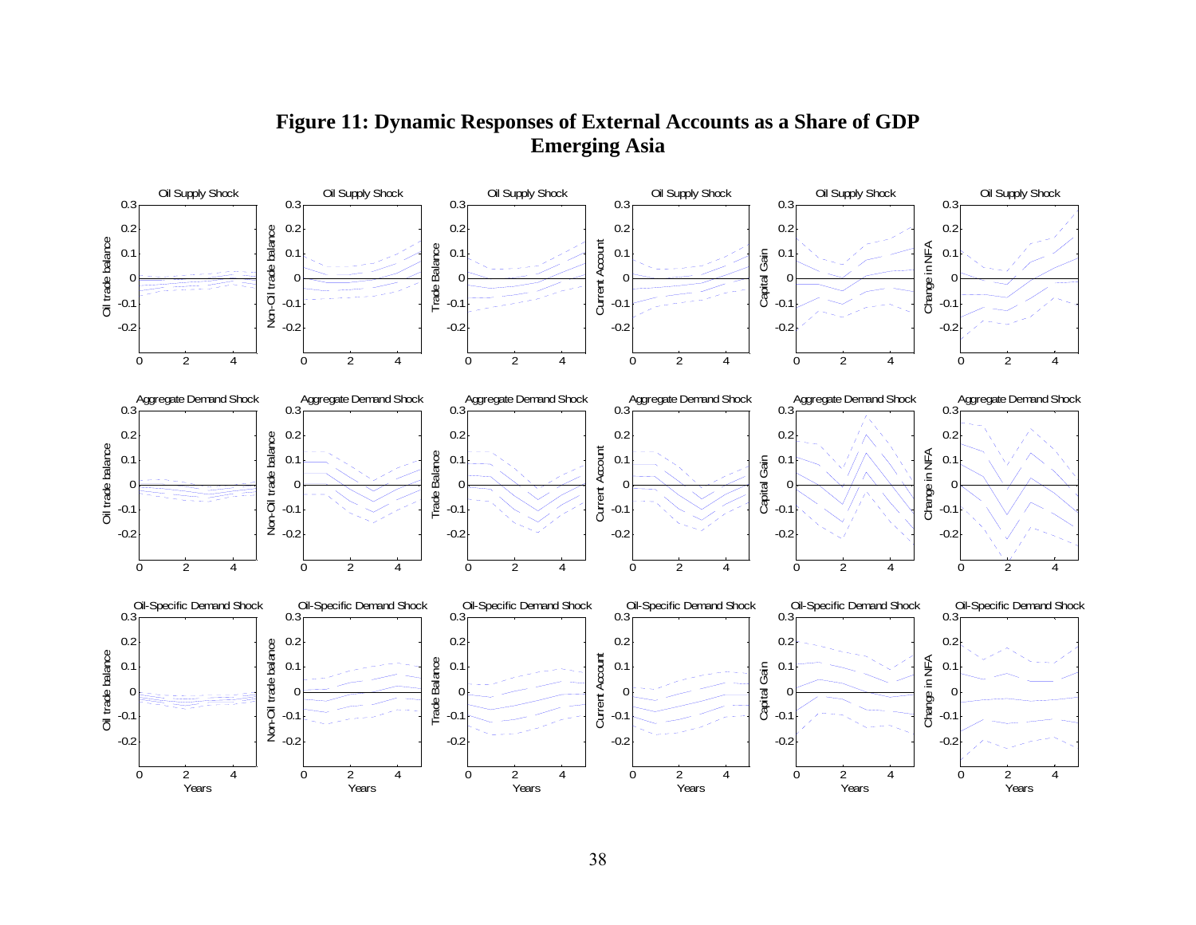**Figure 11: Dynamic Responses of External Accounts as a Share of GDP**
**Emerging Asia**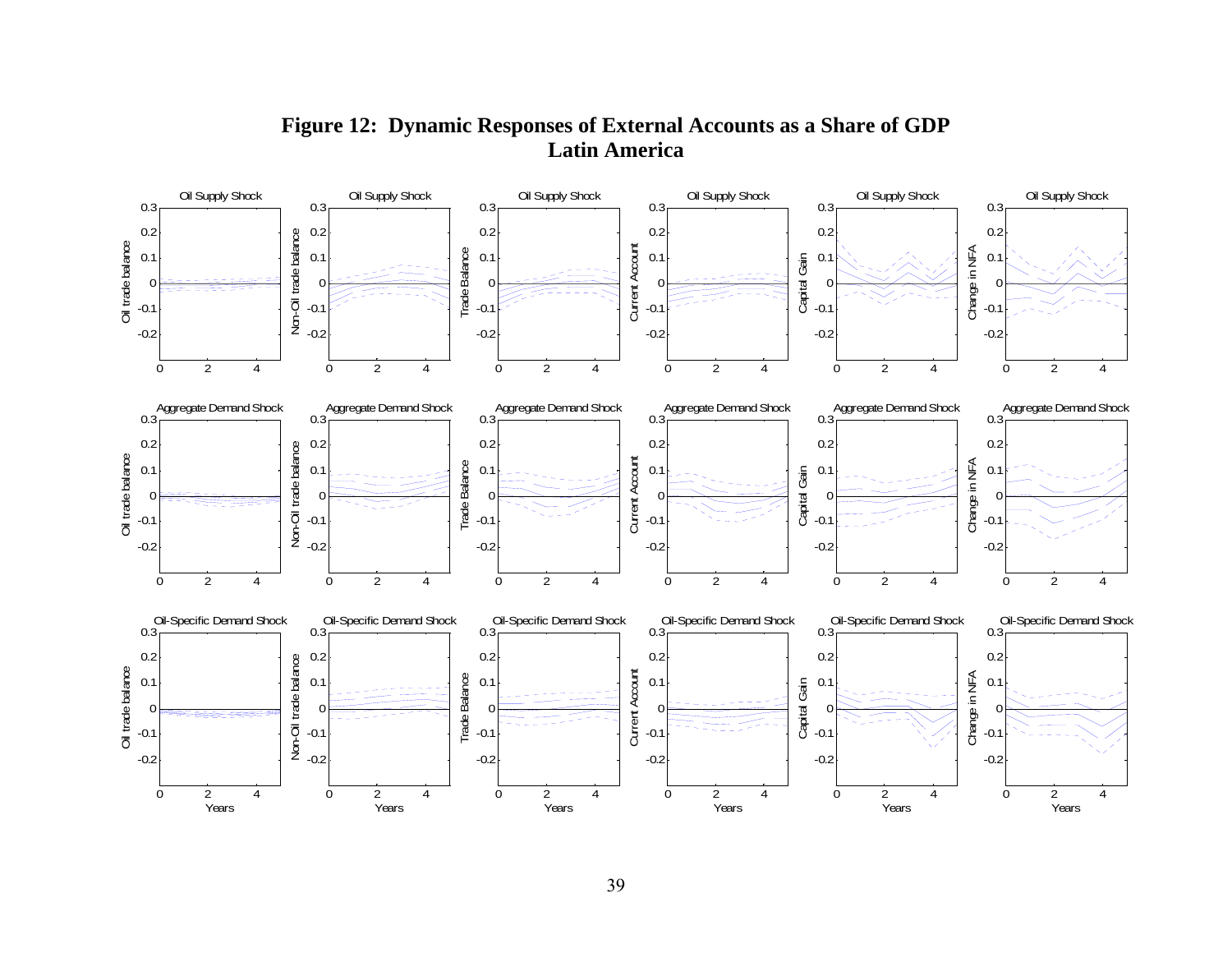**Figure 12: Dynamic Responses of External Accounts as a Share of GDP**
**Latin America**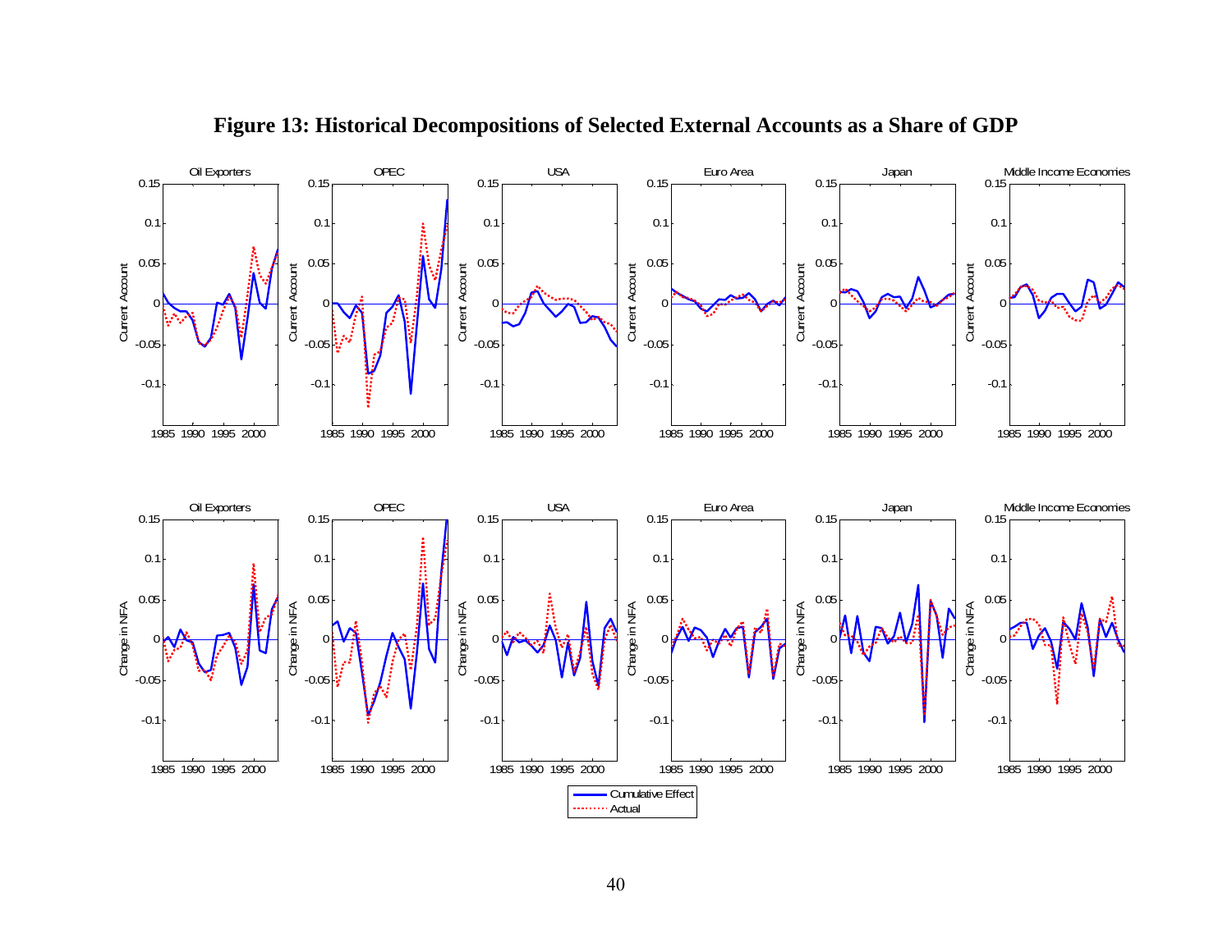**Figure 13: Historical Decompositions of Selected External Accounts as a Share of GDP**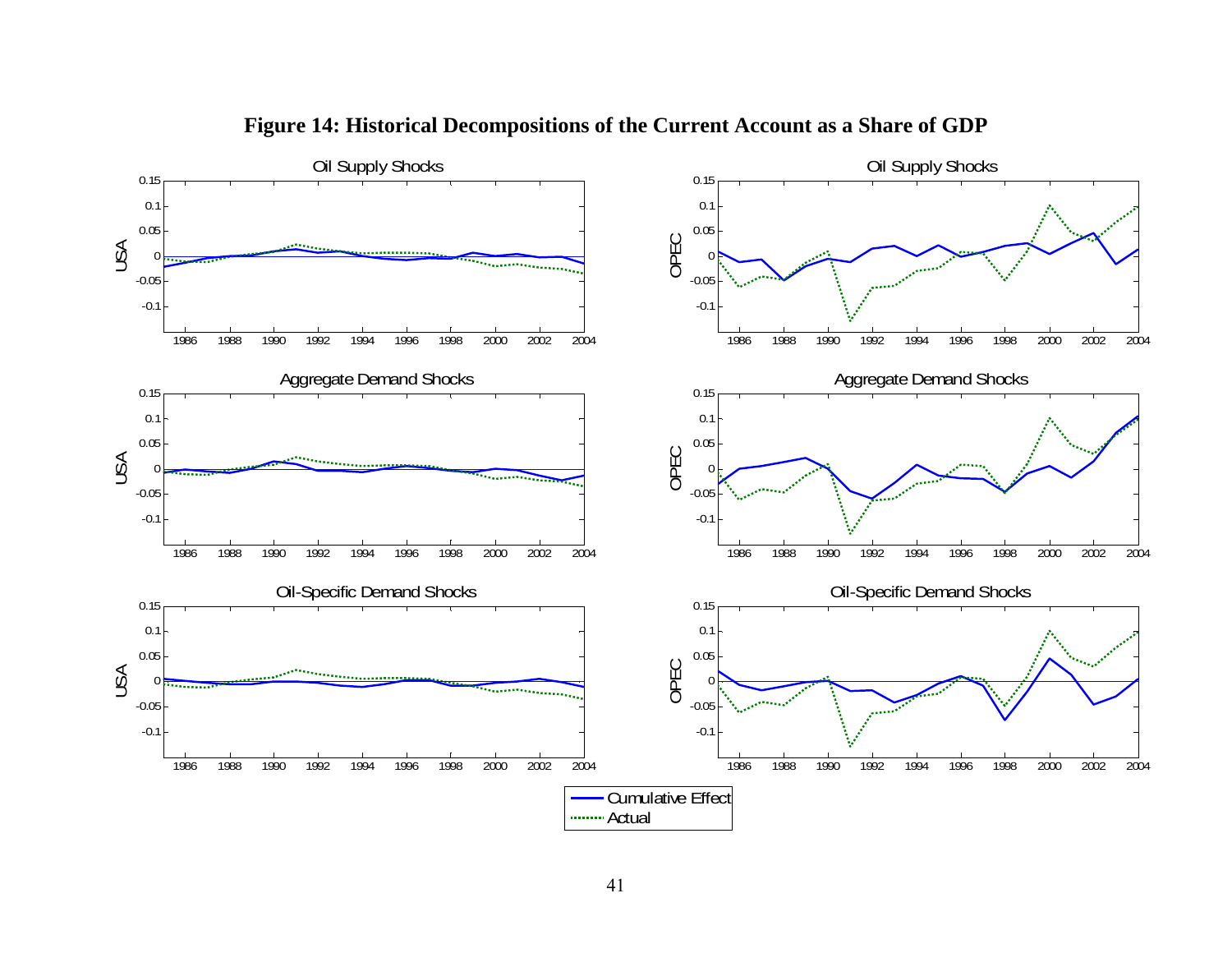**Figure 14: Historical Decompositions of the Current Account as a Share of GDP**

Oil Supply Shocks

USA

0.15
0.1
0.05
0
-0.05
-0.1

1986 1988 1990 1992 1994 1996 1998 2000 2002 2004

Oil Supply Shocks

OPEC

0.15
0.1
0.05
0
-0.05
-0.1

1986 1988 1990 1992 1994 1996 1998 2000 2002 2004

Aggregate Demand Shocks

USA

0.15
0.1
0.05
0
-0.05
-0.1

1986 1988 1990 1992 1994 1996 1998 2000 2002 2004

Aggregate Demand Shocks

OPEC

0.15
0.1
0.05
0
-0.05
-0.1

1986 1988 1990 1992 1994 1996 1998 2000 2002 2004

Oil-Specific Demand Shocks

USA

0.15
0.1
0.05
0
-0.05
-0.1

1986 1988 1990 1992 1994 1996 1998 2000 2002 2004

Oil-Specific Demand Shocks

OPEC

0.15
0.1
0.05
0
-0.05
-0.1

1986 1988 1990 1992 1994 1996 1998 2000 2002 2004

Cumulative Effect

Actual